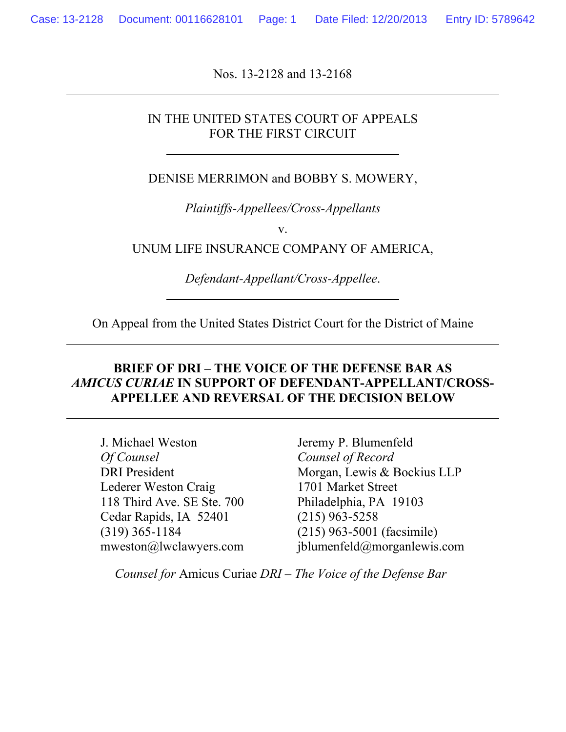Nos. 13-2128 and 13-2168

---

IN THE UNITED STATES COURT OF APPEALS
FOR THE FIRST CIRCUIT

---

DENISE MERRIMON and BOBBY S. MOWERY,

*Plaintiffs-Appellees/Cross-Appellants*

v.

UNUM LIFE INSURANCE COMPANY OF AMERICA,

*Defendant-Appellant/Cross-Appellee.*

---

On Appeal from the United States District Court for the District of Maine

---

**BRIEF OF DRI – THE VOICE OF THE DEFENSE BAR AS *AMICUS CURIAE* IN SUPPORT OF DEFENDANT-APPELLANT/CROSS-APPELLEE AND REVERSAL OF THE DECISION BELOW**

---

J. Michael Weston
*Of Counsel*
DRI President
Lederer Weston Craig
118 Third Ave. SE Ste. 700
Cedar Rapids, IA 52401
(319) 365-1184
mweston@lwclawyers.com

Jeremy P. Blumenfeld
*Counsel of Record*
Morgan, Lewis & Bockius LLP
1701 Market Street
Philadelphia, PA 19103
(215) 963-5258
(215) 963-5001 (facsimile)
jblumenfeld@morganlewis.com

*Counsel for* Amicus Curiae *DRI – The Voice of the Defense Bar*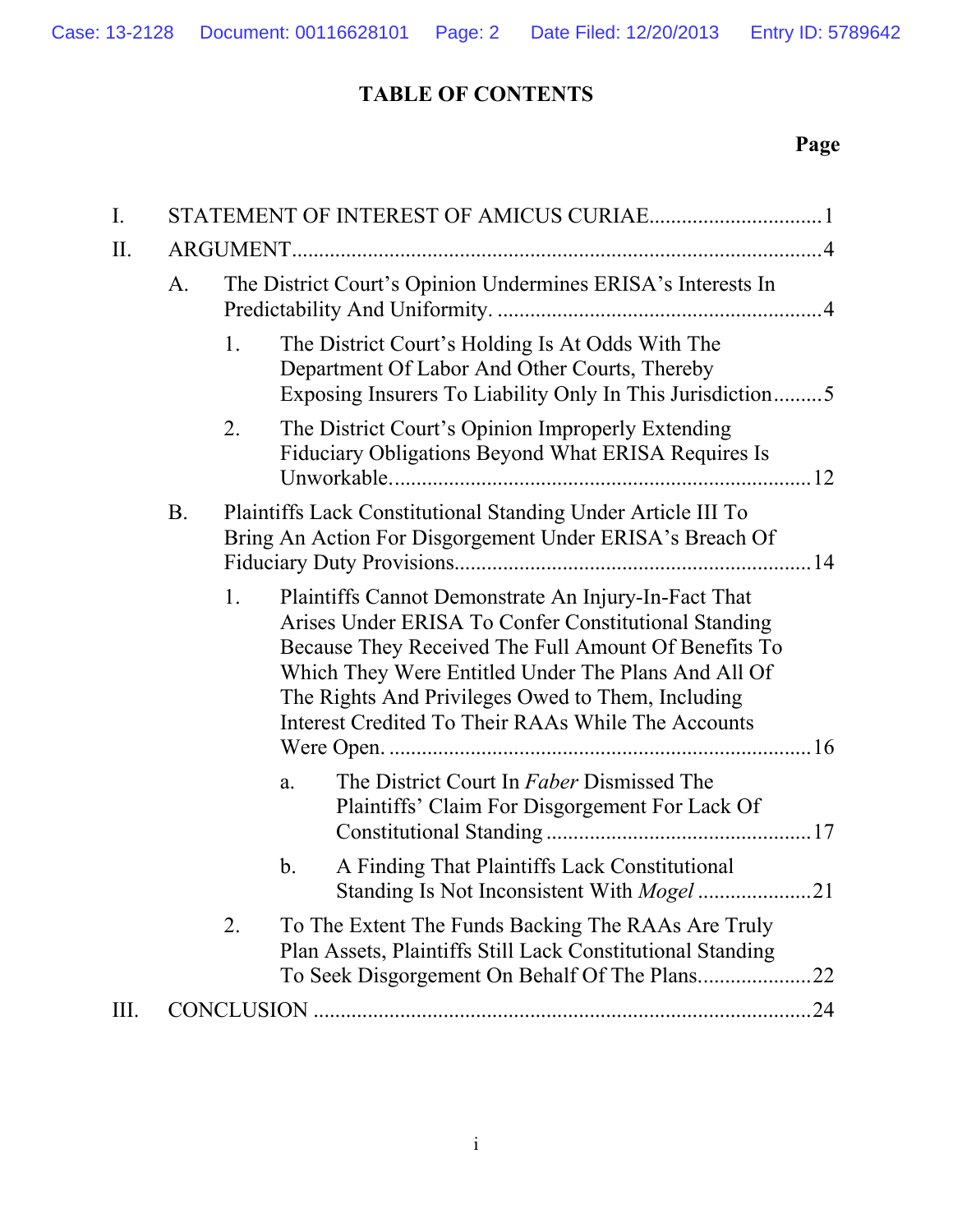# TABLE OF CONTENTS

**Page**

I. STATEMENT OF INTEREST OF AMICUS CURIAE ............................... 1

II. ARGUMENT ............................................................................................ 4

- A. The District Court's Opinion Undermines ERISA's Interests In Predictability And Uniformity. ........................................................ 4
  - 1. The District Court's Holding Is At Odds With The Department Of Labor And Other Courts, Thereby Exposing Insurers To Liability Only In This Jurisdiction ......... 5
  - 2. The District Court's Opinion Improperly Extending Fiduciary Obligations Beyond What ERISA Requires Is Unworkable. ........................................................................... 12
- B. Plaintiffs Lack Constitutional Standing Under Article III To Bring An Action For Disgorgement Under ERISA's Breach Of Fiduciary Duty Provisions ................................................................ 14
  - 1. Plaintiffs Cannot Demonstrate An Injury-In-Fact That Arises Under ERISA To Confer Constitutional Standing Because They Received The Full Amount Of Benefits To Which They Were Entitled Under The Plans And All Of The Rights And Privileges Owed to Them, Including Interest Credited To Their RAAs While The Accounts Were Open. ............................................................................ 16
    - a. The District Court In *Faber* Dismissed The Plaintiffs' Claim For Disgorgement For Lack Of Constitutional Standing ................................................ 17
    - b. A Finding That Plaintiffs Lack Constitutional Standing Is Not Inconsistent With *Mogel* .................... 21
  - 2. To The Extent The Funds Backing The RAAs Are Truly Plan Assets, Plaintiffs Still Lack Constitutional Standing To Seek Disgorgement On Behalf Of The Plans .................... 22

III. CONCLUSION ......................................................................................... 24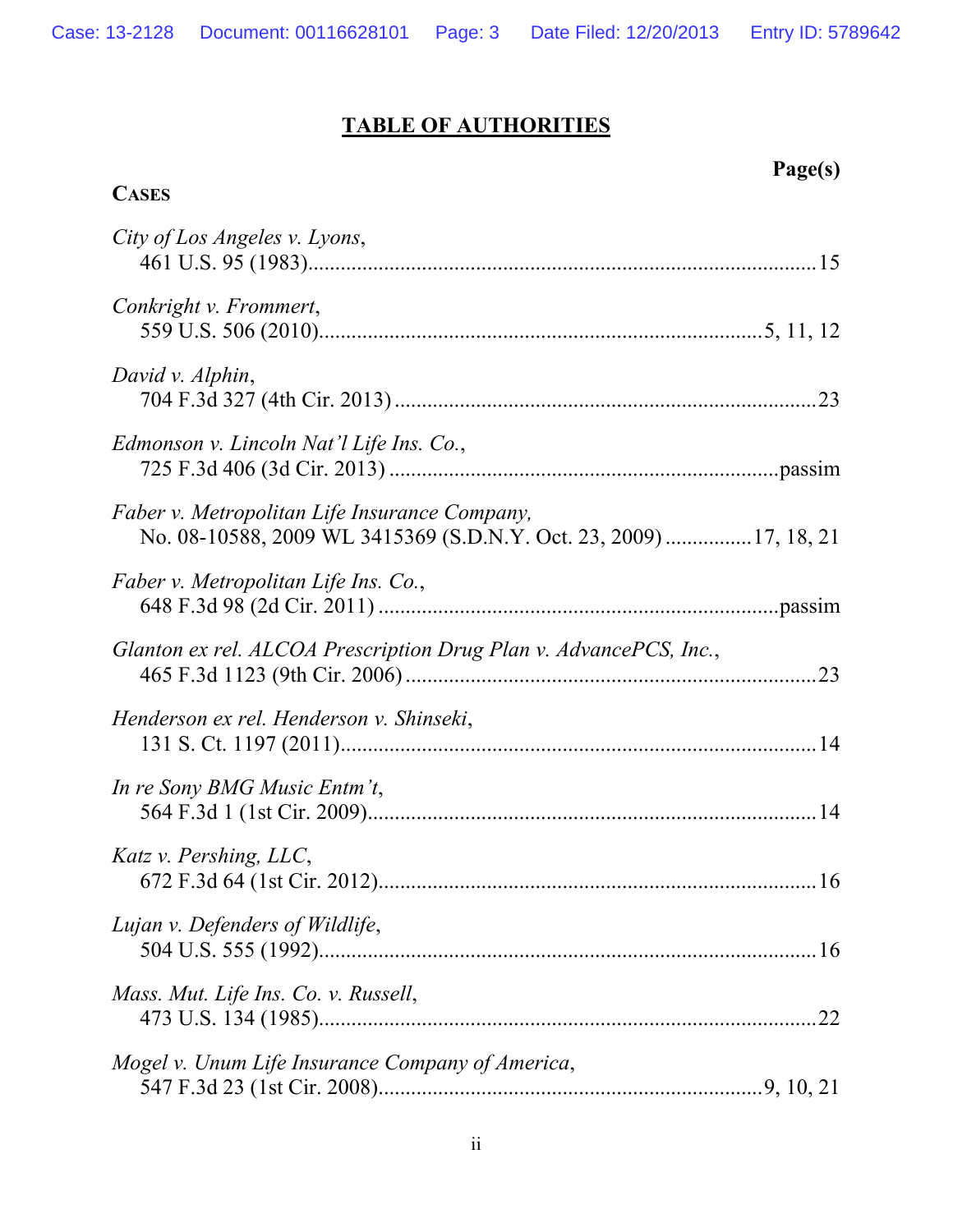## TABLE OF AUTHORITIES

**Page(s)**

**CASES**

*City of Los Angeles v. Lyons*,
461 U.S. 95 (1983)....................................................................................15

*Conkright v. Frommert*,
559 U.S. 506 (2010)....................................................................5, 11, 12

*David v. Alphin*,
704 F.3d 327 (4th Cir. 2013)..........................................................................23

*Edmonson v. Lincoln Nat'l Life Ins. Co.*,
725 F.3d 406 (3d Cir. 2013).......................................................................passim

*Faber v. Metropolitan Life Insurance Company,*
No. 08-10588, 2009 WL 3415369 (S.D.N.Y. Oct. 23, 2009)...............17, 18, 21

*Faber v. Metropolitan Life Ins. Co.*,
648 F.3d 98 (2d Cir. 2011)........................................................................passim

*Glanton ex rel. ALCOA Prescription Drug Plan v. AdvancePCS, Inc.*,
465 F.3d 1123 (9th Cir. 2006).........................................................................23

*Henderson ex rel. Henderson v. Shinseki*,
131 S. Ct. 1197 (2011)....................................................................................14

*In re Sony BMG Music Entm't*,
564 F.3d 1 (1st Cir. 2009)...............................................................................14

*Katz v. Pershing, LLC*,
672 F.3d 64 (1st Cir. 2012)..............................................................................16

*Lujan v. Defenders of Wildlife*,
504 U.S. 555 (1992)........................................................................................16

*Mass. Mut. Life Ins. Co. v. Russell*,
473 U.S. 134 (1985)........................................................................................22

*Mogel v. Unum Life Insurance Company of America*,
547 F.3d 23 (1st Cir. 2008)...................................................................9, 10, 21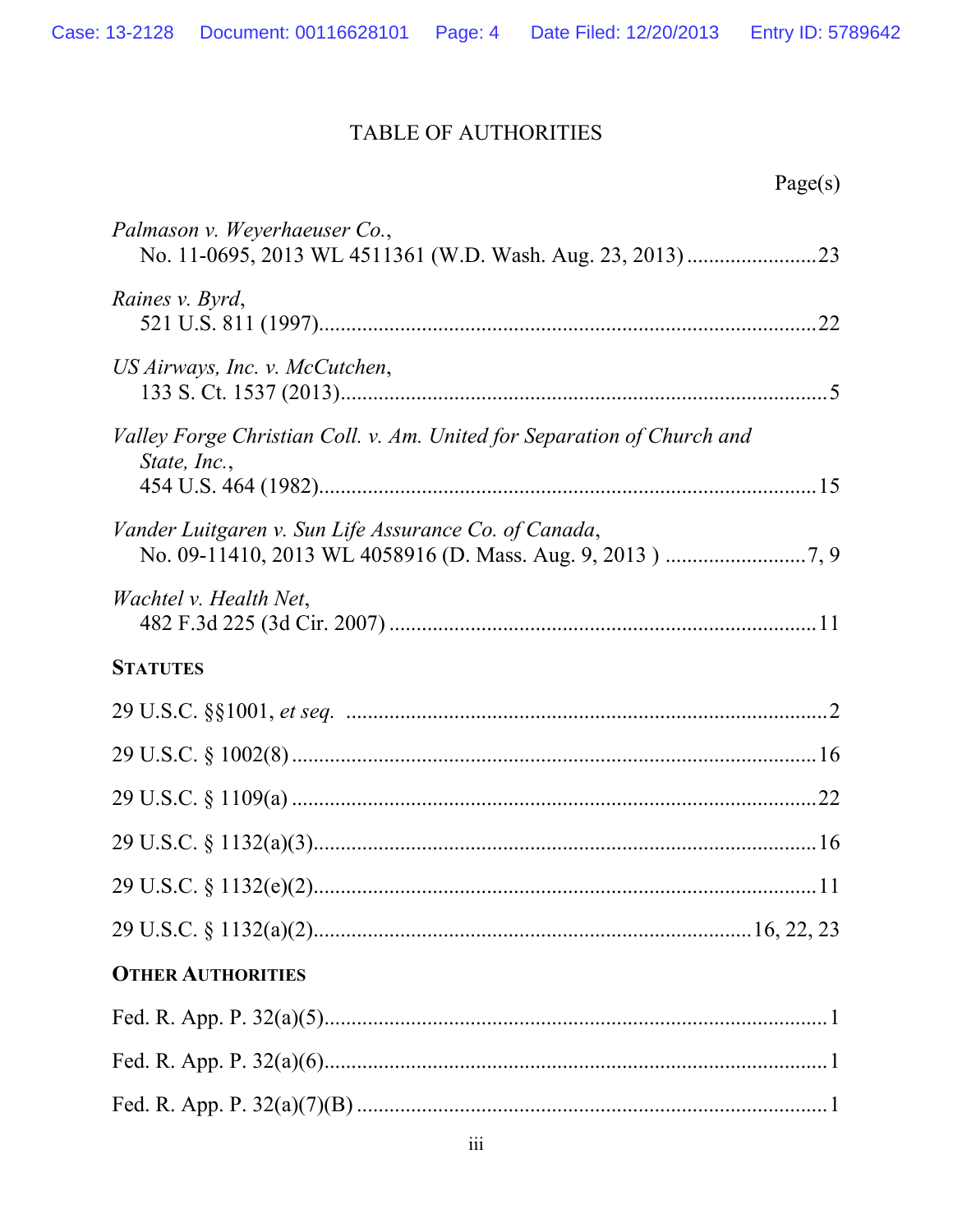TABLE OF AUTHORITIES

Page(s)

*Palmason v. Weyerhaeuser Co.*,
No. 11-0695, 2013 WL 4511361 (W.D. Wash. Aug. 23, 2013) ........................23

*Raines v. Byrd*,
521 U.S. 811 (1997)..........................................................................................22

*US Airways, Inc. v. McCutchen*,
133 S. Ct. 1537 (2013)........................................................................................5

*Valley Forge Christian Coll. v. Am. United for Separation of Church and State, Inc.*,
454 U.S. 464 (1982)..........................................................................................15

*Vander Luitgaren v. Sun Life Assurance Co. of Canada*,
No. 09-11410, 2013 WL 4058916 (D. Mass. Aug. 9, 2013 ) ..........................7, 9

*Wachtel v. Health Net*,
482 F.3d 225 (3d Cir. 2007) .............................................................................11

**STATUTES**

29 U.S.C. §§1001, *et seq.* .......................................................................................2

29 U.S.C. § 1002(8) ...............................................................................................16

29 U.S.C. § 1109(a) ...............................................................................................22

29 U.S.C. § 1132(a)(3)...........................................................................................16

29 U.S.C. § 1132(e)(2)...........................................................................................11

29 U.S.C. § 1132(a)(2)...........................................................................16, 22, 23

**OTHER AUTHORITIES**

Fed. R. App. P. 32(a)(5)............................................................................................1

Fed. R. App. P. 32(a)(6)............................................................................................1

Fed. R. App. P. 32(a)(7)(B) ......................................................................................1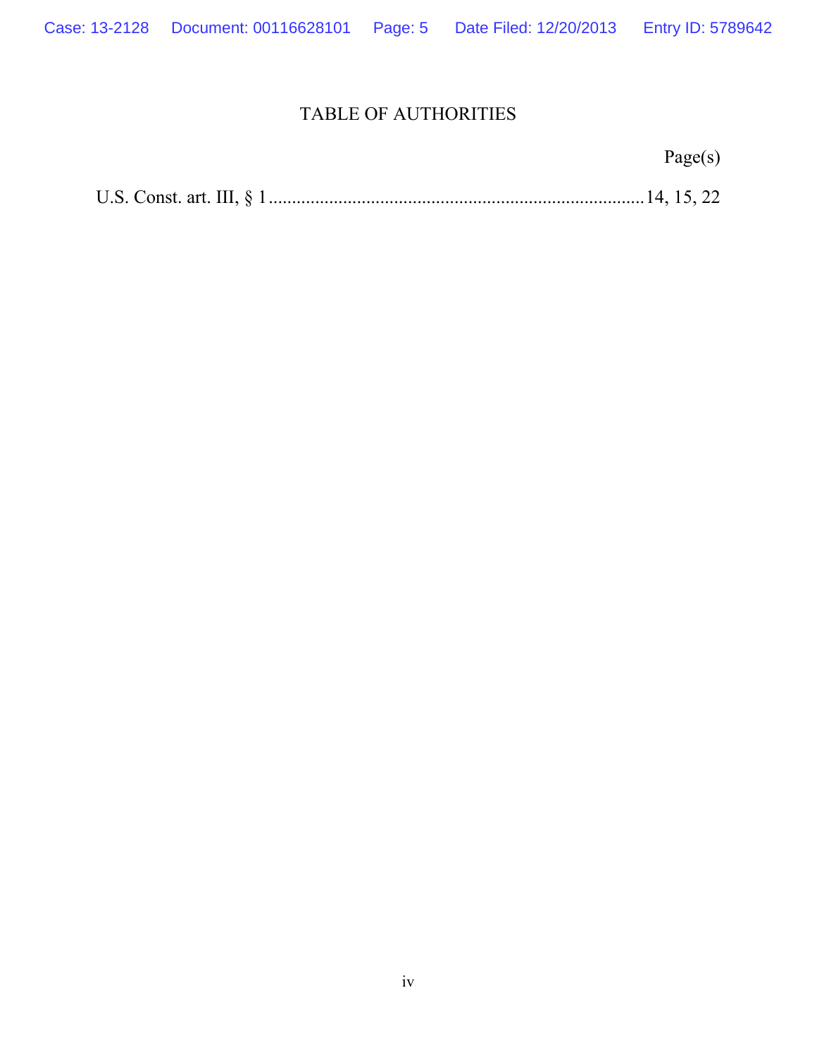# TABLE OF AUTHORITIES

Page(s)

U.S. Const. art. III, § 1 ........................................................................ 14, 15, 22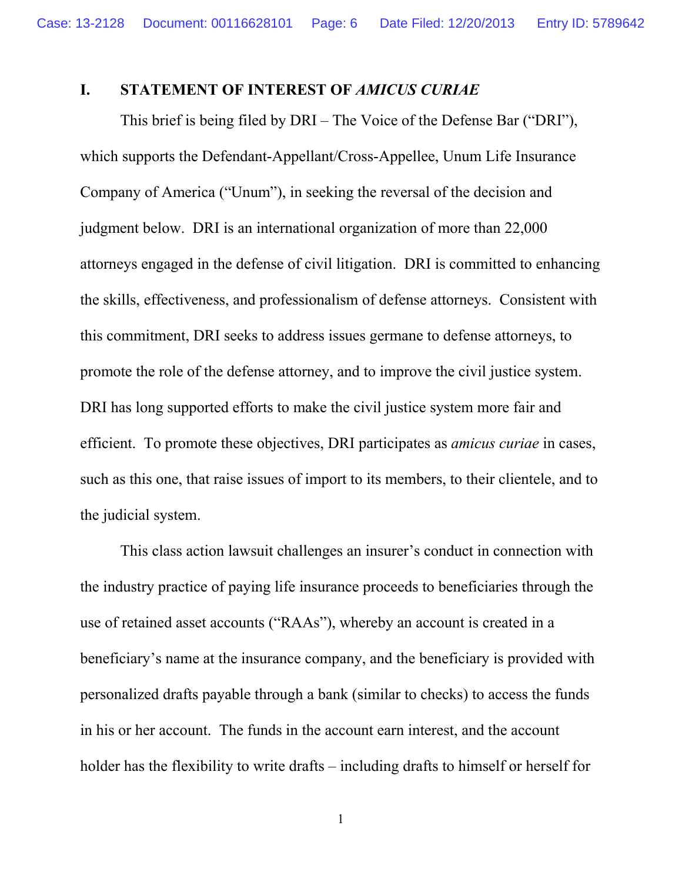## I. STATEMENT OF INTEREST OF *AMICUS CURIAE*

This brief is being filed by DRI – The Voice of the Defense Bar ("DRI"), which supports the Defendant-Appellant/Cross-Appellee, Unum Life Insurance Company of America ("Unum"), in seeking the reversal of the decision and judgment below. DRI is an international organization of more than 22,000 attorneys engaged in the defense of civil litigation. DRI is committed to enhancing the skills, effectiveness, and professionalism of defense attorneys. Consistent with this commitment, DRI seeks to address issues germane to defense attorneys, to promote the role of the defense attorney, and to improve the civil justice system. DRI has long supported efforts to make the civil justice system more fair and efficient. To promote these objectives, DRI participates as *amicus curiae* in cases, such as this one, that raise issues of import to its members, to their clientele, and to the judicial system.

This class action lawsuit challenges an insurer's conduct in connection with the industry practice of paying life insurance proceeds to beneficiaries through the use of retained asset accounts ("RAAs"), whereby an account is created in a beneficiary's name at the insurance company, and the beneficiary is provided with personalized drafts payable through a bank (similar to checks) to access the funds in his or her account. The funds in the account earn interest, and the account holder has the flexibility to write drafts – including drafts to himself or herself for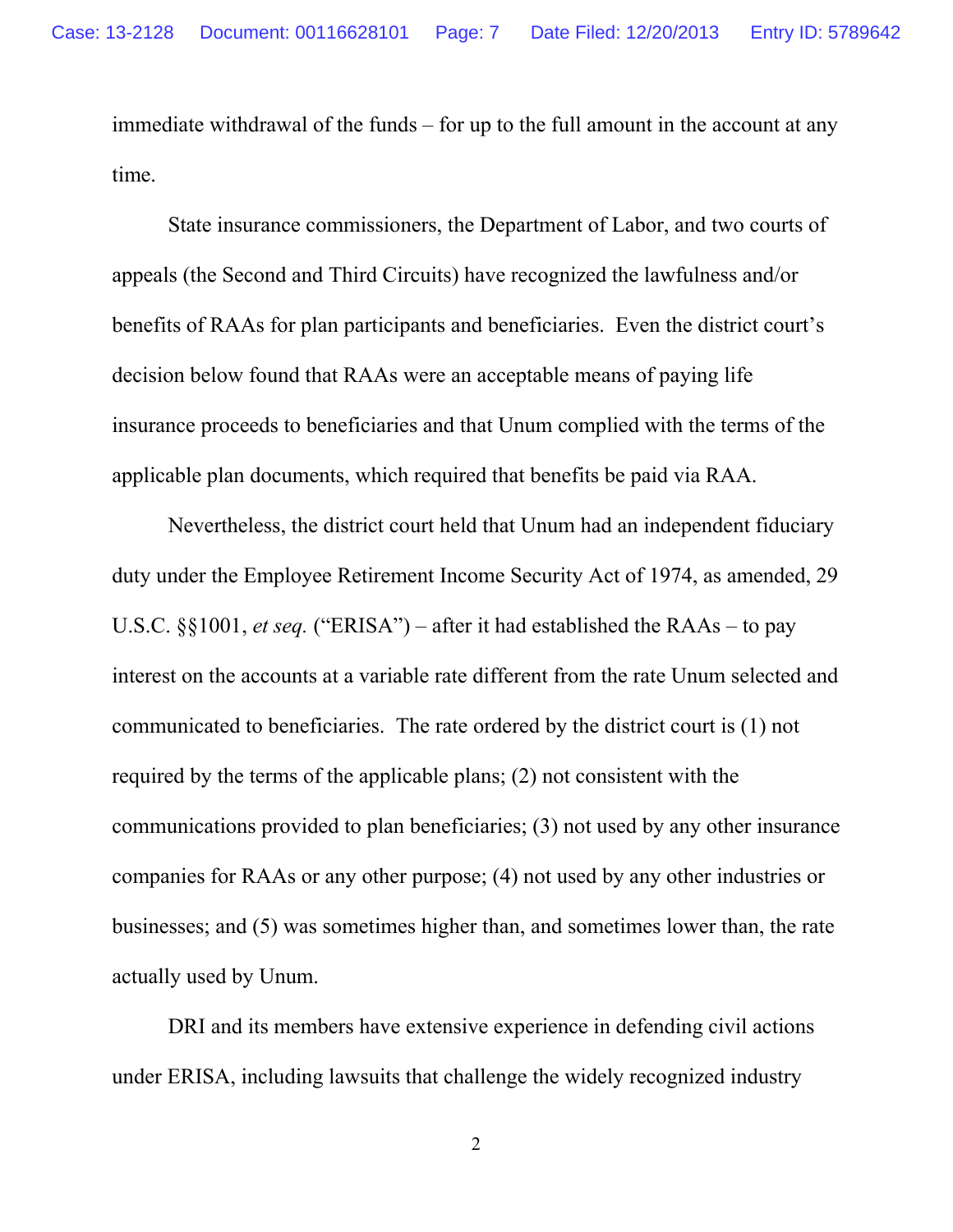immediate withdrawal of the funds – for up to the full amount in the account at any time.

State insurance commissioners, the Department of Labor, and two courts of appeals (the Second and Third Circuits) have recognized the lawfulness and/or benefits of RAAs for plan participants and beneficiaries. Even the district court's decision below found that RAAs were an acceptable means of paying life insurance proceeds to beneficiaries and that Unum complied with the terms of the applicable plan documents, which required that benefits be paid via RAA.

Nevertheless, the district court held that Unum had an independent fiduciary duty under the Employee Retirement Income Security Act of 1974, as amended, 29 U.S.C. §§1001, *et seq.* ("ERISA") – after it had established the RAAs – to pay interest on the accounts at a variable rate different from the rate Unum selected and communicated to beneficiaries. The rate ordered by the district court is (1) not required by the terms of the applicable plans; (2) not consistent with the communications provided to plan beneficiaries; (3) not used by any other insurance companies for RAAs or any other purpose; (4) not used by any other industries or businesses; and (5) was sometimes higher than, and sometimes lower than, the rate actually used by Unum.

DRI and its members have extensive experience in defending civil actions under ERISA, including lawsuits that challenge the widely recognized industry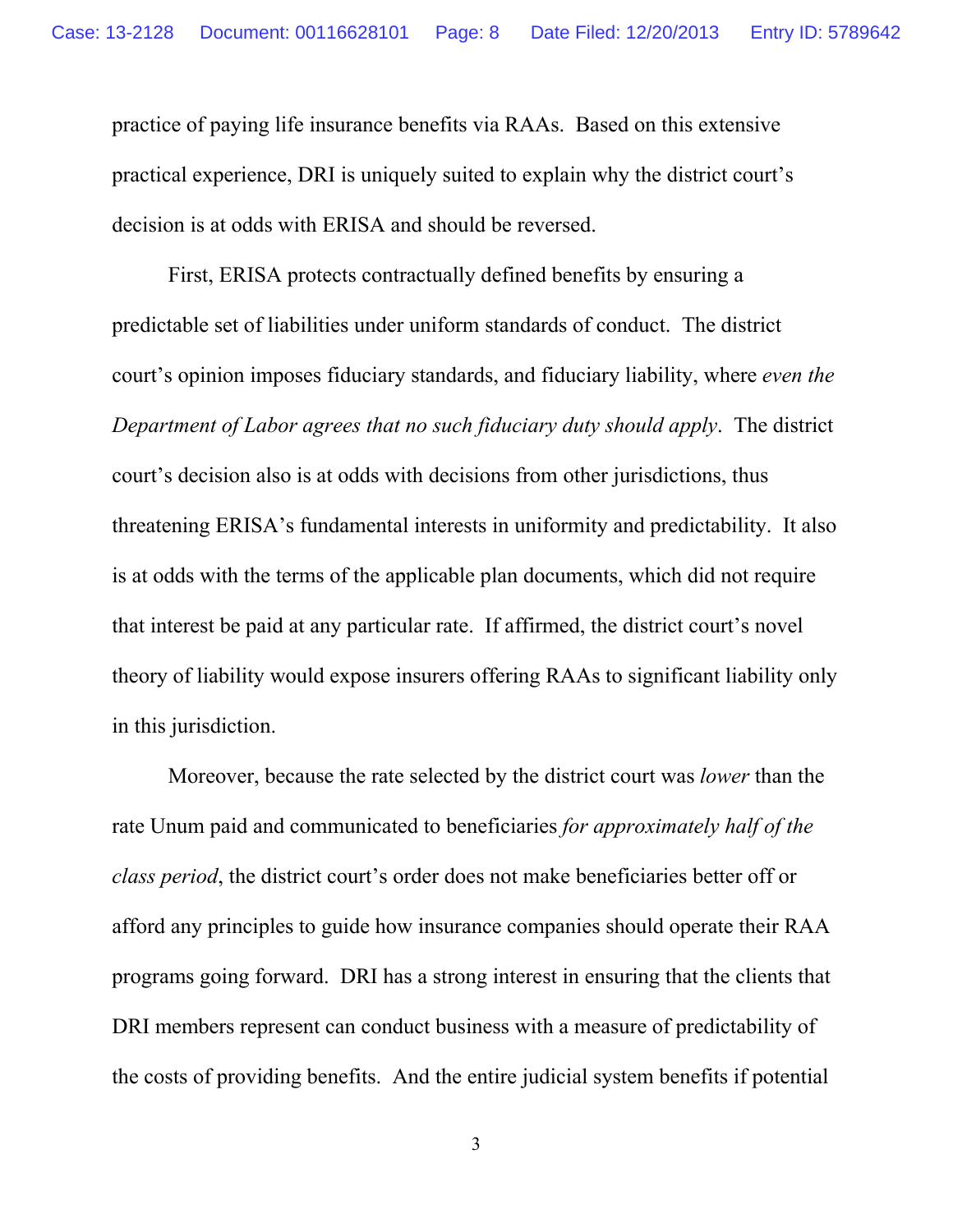practice of paying life insurance benefits via RAAs. Based on this extensive practical experience, DRI is uniquely suited to explain why the district court's decision is at odds with ERISA and should be reversed.

First, ERISA protects contractually defined benefits by ensuring a predictable set of liabilities under uniform standards of conduct. The district court's opinion imposes fiduciary standards, and fiduciary liability, where *even the Department of Labor agrees that no such fiduciary duty should apply*. The district court's decision also is at odds with decisions from other jurisdictions, thus threatening ERISA's fundamental interests in uniformity and predictability. It also is at odds with the terms of the applicable plan documents, which did not require that interest be paid at any particular rate. If affirmed, the district court's novel theory of liability would expose insurers offering RAAs to significant liability only in this jurisdiction.

Moreover, because the rate selected by the district court was *lower* than the rate Unum paid and communicated to beneficiaries *for approximately half of the class period*, the district court's order does not make beneficiaries better off or afford any principles to guide how insurance companies should operate their RAA programs going forward. DRI has a strong interest in ensuring that the clients that DRI members represent can conduct business with a measure of predictability of the costs of providing benefits. And the entire judicial system benefits if potential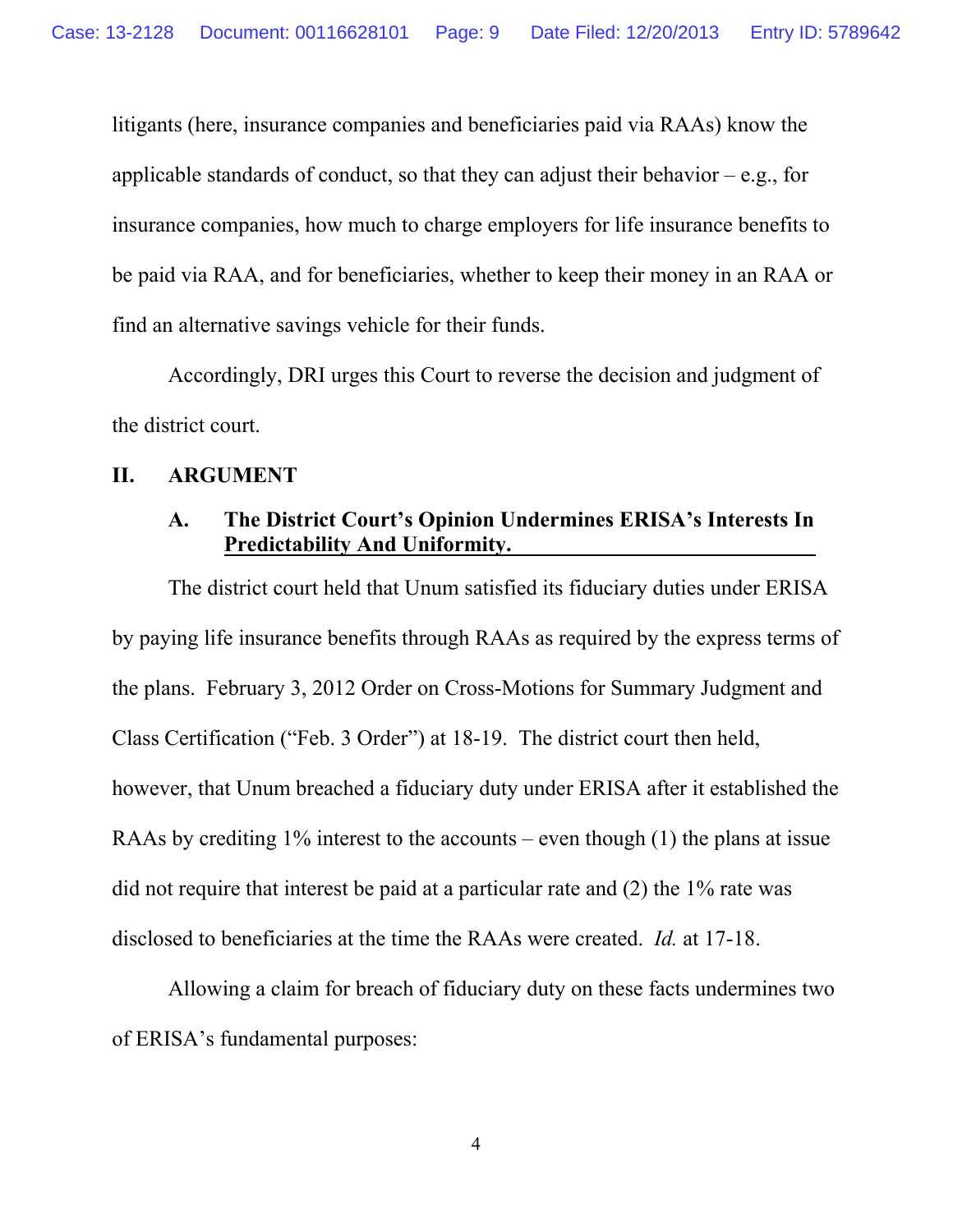litigants (here, insurance companies and beneficiaries paid via RAAs) know the applicable standards of conduct, so that they can adjust their behavior – e.g., for insurance companies, how much to charge employers for life insurance benefits to be paid via RAA, and for beneficiaries, whether to keep their money in an RAA or find an alternative savings vehicle for their funds.

Accordingly, DRI urges this Court to reverse the decision and judgment of the district court.

## II. ARGUMENT

### A. The District Court's Opinion Undermines ERISA's Interests In Predictability And Uniformity.

The district court held that Unum satisfied its fiduciary duties under ERISA by paying life insurance benefits through RAAs as required by the express terms of the plans. February 3, 2012 Order on Cross-Motions for Summary Judgment and Class Certification ("Feb. 3 Order") at 18-19. The district court then held, however, that Unum breached a fiduciary duty under ERISA after it established the RAAs by crediting 1% interest to the accounts – even though (1) the plans at issue did not require that interest be paid at a particular rate and (2) the 1% rate was disclosed to beneficiaries at the time the RAAs were created. *Id.* at 17-18.

Allowing a claim for breach of fiduciary duty on these facts undermines two of ERISA's fundamental purposes: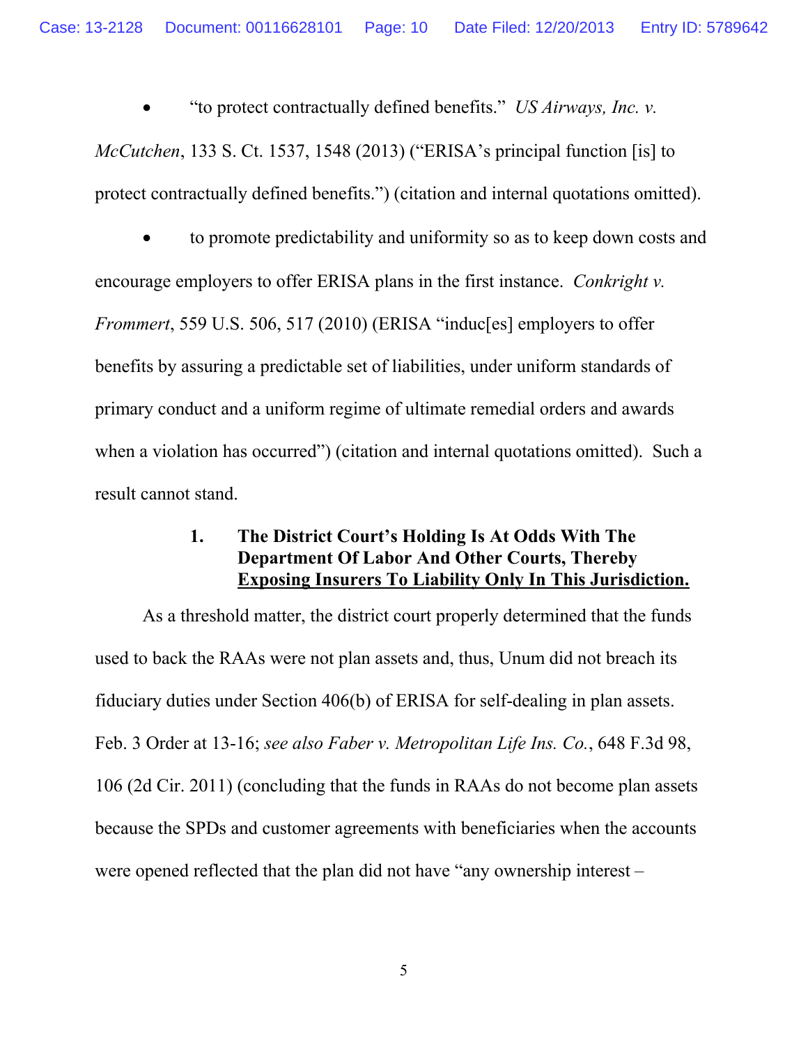- "to protect contractually defined benefits." *US Airways, Inc. v. McCutchen*, 133 S. Ct. 1537, 1548 (2013) ("ERISA's principal function [is] to protect contractually defined benefits.") (citation and internal quotations omitted).

- to promote predictability and uniformity so as to keep down costs and encourage employers to offer ERISA plans in the first instance. *Conkright v. Frommert*, 559 U.S. 506, 517 (2010) (ERISA "induc[es] employers to offer benefits by assuring a predictable set of liabilities, under uniform standards of primary conduct and a uniform regime of ultimate remedial orders and awards when a violation has occurred") (citation and internal quotations omitted). Such a result cannot stand.

### 1. The District Court's Holding Is At Odds With The Department Of Labor And Other Courts, Thereby Exposing Insurers To Liability Only In This Jurisdiction.

As a threshold matter, the district court properly determined that the funds used to back the RAAs were not plan assets and, thus, Unum did not breach its fiduciary duties under Section 406(b) of ERISA for self-dealing in plan assets. Feb. 3 Order at 13-16; *see also Faber v. Metropolitan Life Ins. Co.*, 648 F.3d 98, 106 (2d Cir. 2011) (concluding that the funds in RAAs do not become plan assets because the SPDs and customer agreements with beneficiaries when the accounts were opened reflected that the plan did not have "any ownership interest –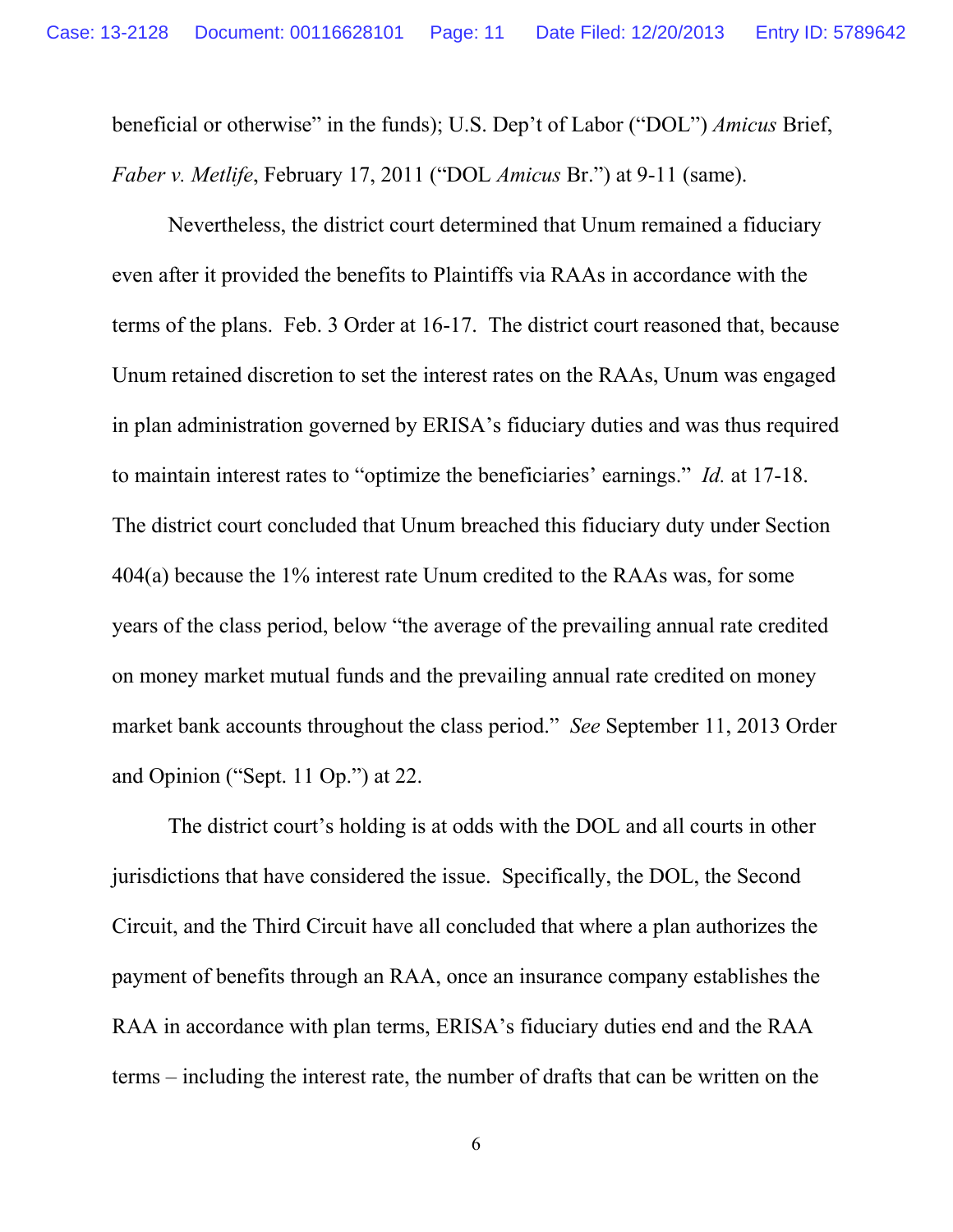beneficial or otherwise" in the funds); U.S. Dep't of Labor ("DOL") *Amicus* Brief, *Faber v. Metlife*, February 17, 2011 ("DOL *Amicus* Br.") at 9-11 (same).

Nevertheless, the district court determined that Unum remained a fiduciary even after it provided the benefits to Plaintiffs via RAAs in accordance with the terms of the plans. Feb. 3 Order at 16-17. The district court reasoned that, because Unum retained discretion to set the interest rates on the RAAs, Unum was engaged in plan administration governed by ERISA's fiduciary duties and was thus required to maintain interest rates to "optimize the beneficiaries' earnings." *Id.* at 17-18. The district court concluded that Unum breached this fiduciary duty under Section 404(a) because the 1% interest rate Unum credited to the RAAs was, for some years of the class period, below "the average of the prevailing annual rate credited on money market mutual funds and the prevailing annual rate credited on money market bank accounts throughout the class period." *See* September 11, 2013 Order and Opinion ("Sept. 11 Op.") at 22.

The district court's holding is at odds with the DOL and all courts in other jurisdictions that have considered the issue. Specifically, the DOL, the Second Circuit, and the Third Circuit have all concluded that where a plan authorizes the payment of benefits through an RAA, once an insurance company establishes the RAA in accordance with plan terms, ERISA's fiduciary duties end and the RAA terms – including the interest rate, the number of drafts that can be written on the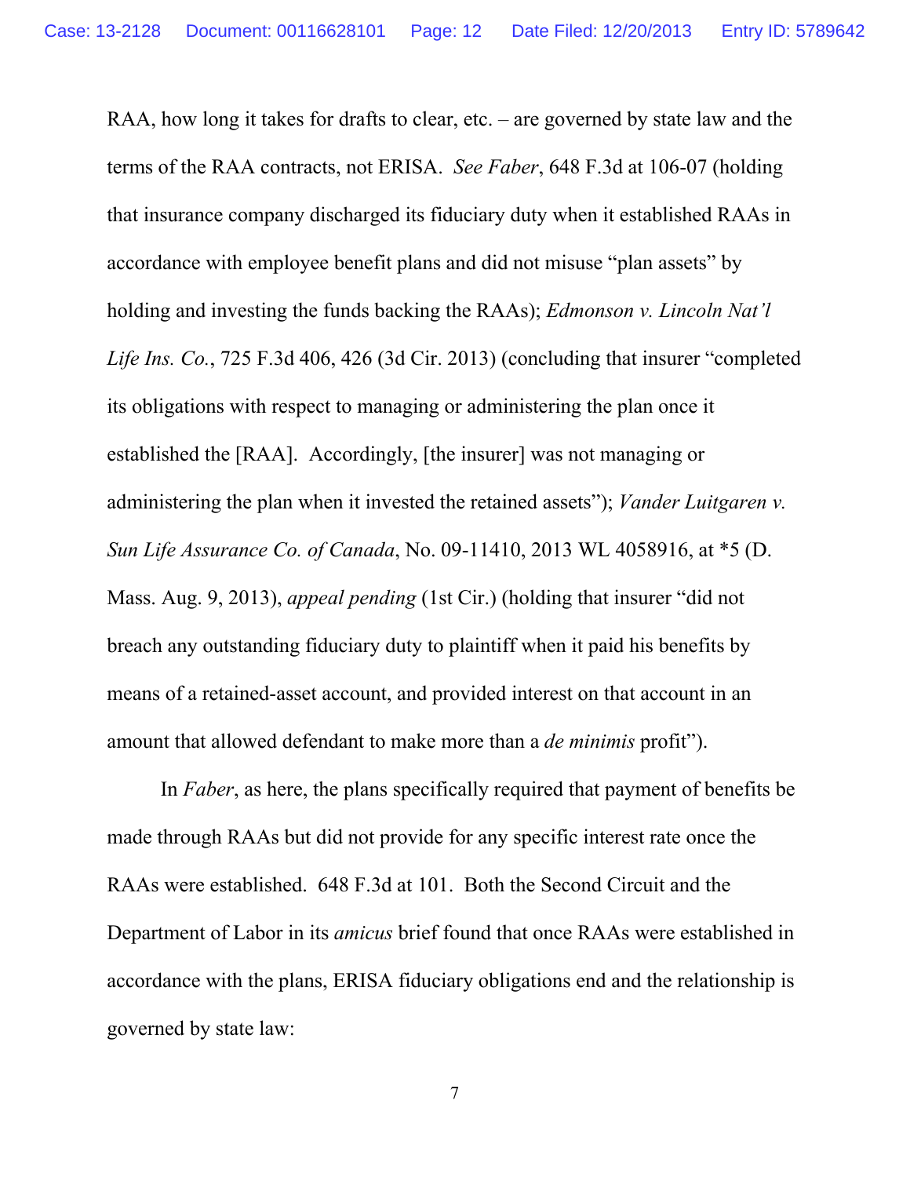RAA, how long it takes for drafts to clear, etc. – are governed by state law and the terms of the RAA contracts, not ERISA. *See Faber*, 648 F.3d at 106-07 (holding that insurance company discharged its fiduciary duty when it established RAAs in accordance with employee benefit plans and did not misuse "plan assets" by holding and investing the funds backing the RAAs); *Edmonson v. Lincoln Nat'l Life Ins. Co.*, 725 F.3d 406, 426 (3d Cir. 2013) (concluding that insurer "completed its obligations with respect to managing or administering the plan once it established the [RAA]. Accordingly, [the insurer] was not managing or administering the plan when it invested the retained assets"); *Vander Luitgaren v. Sun Life Assurance Co. of Canada*, No. 09-11410, 2013 WL 4058916, at *5 (D. Mass. Aug. 9, 2013), *appeal pending* (1st Cir.) (holding that insurer "did not breach any outstanding fiduciary duty to plaintiff when it paid his benefits by means of a retained-asset account, and provided interest on that account in an amount that allowed defendant to make more than a *de minimis* profit").

In *Faber*, as here, the plans specifically required that payment of benefits be made through RAAs but did not provide for any specific interest rate once the RAAs were established. 648 F.3d at 101. Both the Second Circuit and the Department of Labor in its *amicus* brief found that once RAAs were established in accordance with the plans, ERISA fiduciary obligations end and the relationship is governed by state law: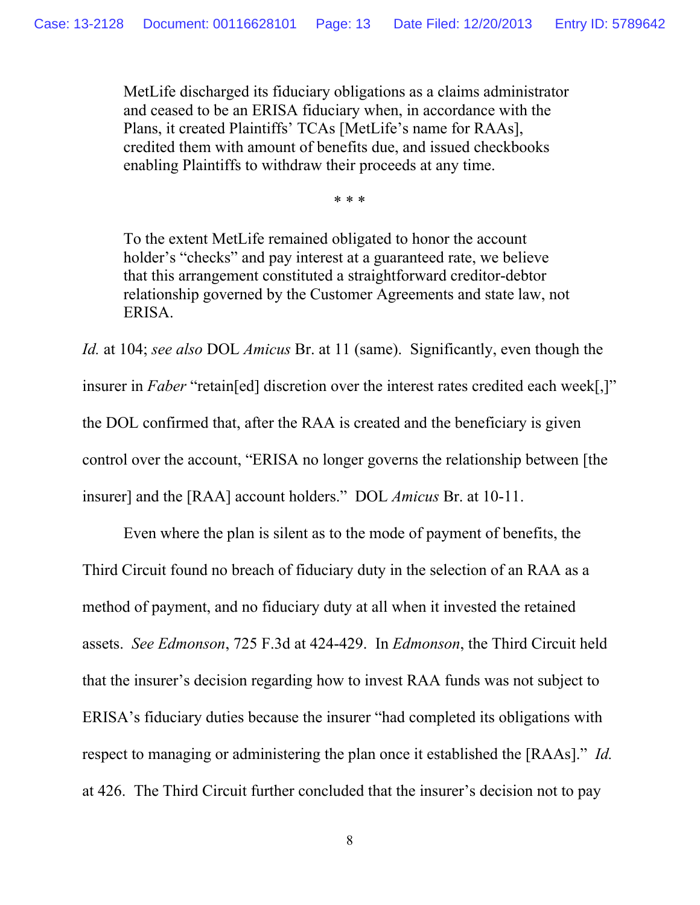> MetLife discharged its fiduciary obligations as a claims administrator and ceased to be an ERISA fiduciary when, in accordance with the Plans, it created Plaintiffs' TCAs [MetLife's name for RAAs], credited them with amount of benefits due, and issued checkbooks enabling Plaintiffs to withdraw their proceeds at any time.
>
> \* \* \*
>
> To the extent MetLife remained obligated to honor the account holder's "checks" and pay interest at a guaranteed rate, we believe that this arrangement constituted a straightforward creditor-debtor relationship governed by the Customer Agreements and state law, not ERISA.

*Id.* at 104; *see also* DOL *Amicus* Br. at 11 (same). Significantly, even though the insurer in *Faber* "retain[ed] discretion over the interest rates credited each week[,]" the DOL confirmed that, after the RAA is created and the beneficiary is given control over the account, "ERISA no longer governs the relationship between [the insurer] and the [RAA] account holders." DOL *Amicus* Br. at 10-11.

Even where the plan is silent as to the mode of payment of benefits, the Third Circuit found no breach of fiduciary duty in the selection of an RAA as a method of payment, and no fiduciary duty at all when it invested the retained assets. *See Edmonson*, 725 F.3d at 424-429. In *Edmonson*, the Third Circuit held that the insurer's decision regarding how to invest RAA funds was not subject to ERISA's fiduciary duties because the insurer "had completed its obligations with respect to managing or administering the plan once it established the [RAAs]." *Id.* at 426. The Third Circuit further concluded that the insurer's decision not to pay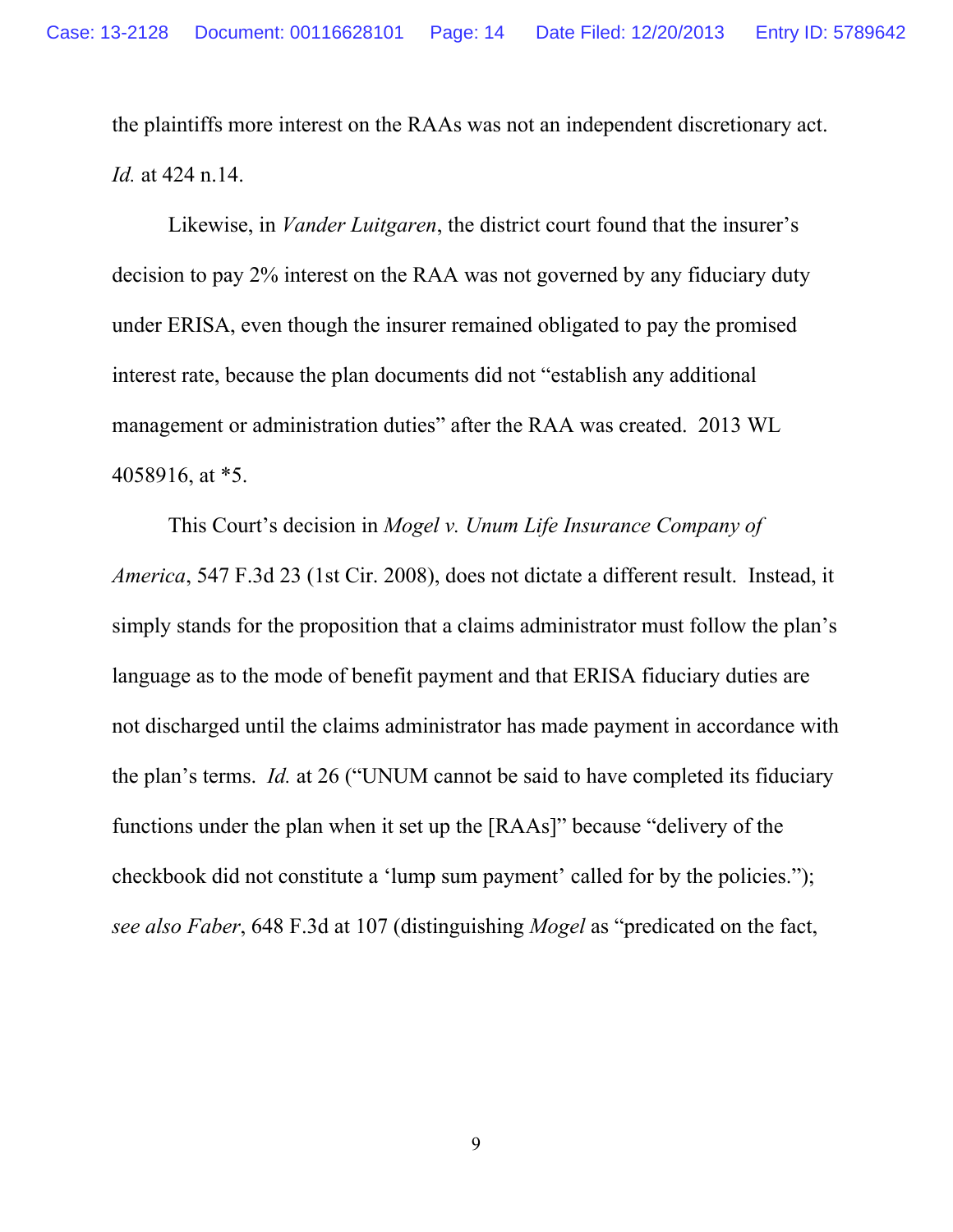the plaintiffs more interest on the RAAs was not an independent discretionary act. *Id.* at 424 n.14.

Likewise, in *Vander Luitgaren*, the district court found that the insurer's decision to pay 2% interest on the RAA was not governed by any fiduciary duty under ERISA, even though the insurer remained obligated to pay the promised interest rate, because the plan documents did not "establish any additional management or administration duties" after the RAA was created. 2013 WL 4058916, at *5.

This Court's decision in *Mogel v. Unum Life Insurance Company of America*, 547 F.3d 23 (1st Cir. 2008), does not dictate a different result. Instead, it simply stands for the proposition that a claims administrator must follow the plan's language as to the mode of benefit payment and that ERISA fiduciary duties are not discharged until the claims administrator has made payment in accordance with the plan's terms. *Id.* at 26 ("UNUM cannot be said to have completed its fiduciary functions under the plan when it set up the [RAAs]" because "delivery of the checkbook did not constitute a 'lump sum payment' called for by the policies."); *see also Faber*, 648 F.3d at 107 (distinguishing *Mogel* as "predicated on the fact,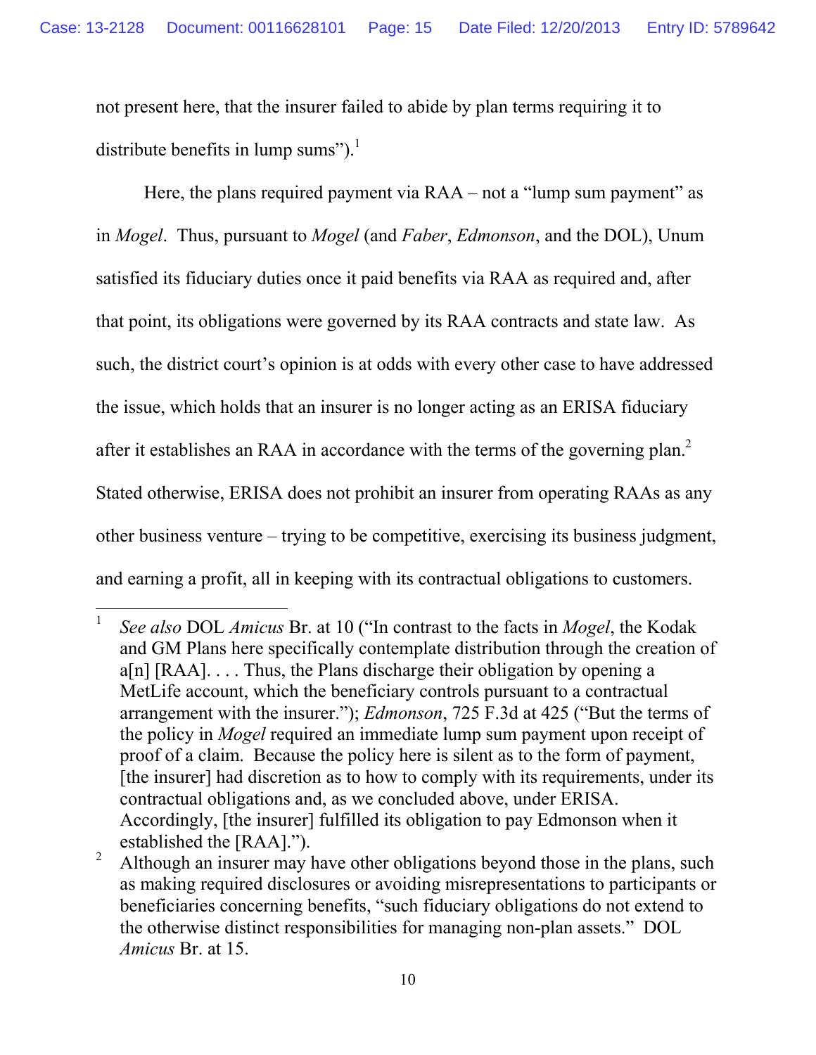not present here, that the insurer failed to abide by plan terms requiring it to distribute benefits in lump sums").[1]

Here, the plans required payment via RAA – not a "lump sum payment" as in *Mogel*. Thus, pursuant to *Mogel* (and *Faber*, *Edmonson*, and the DOL), Unum satisfied its fiduciary duties once it paid benefits via RAA as required and, after that point, its obligations were governed by its RAA contracts and state law. As such, the district court's opinion is at odds with every other case to have addressed the issue, which holds that an insurer is no longer acting as an ERISA fiduciary after it establishes an RAA in accordance with the terms of the governing plan.[2] Stated otherwise, ERISA does not prohibit an insurer from operating RAAs as any other business venture – trying to be competitive, exercising its business judgment, and earning a profit, all in keeping with its contractual obligations to customers.

---

[1] *See also* DOL *Amicus* Br. at 10 ("In contrast to the facts in *Mogel*, the Kodak and GM Plans here specifically contemplate distribution through the creation of a[n] [RAA]. . . . Thus, the Plans discharge their obligation by opening a MetLife account, which the beneficiary controls pursuant to a contractual arrangement with the insurer."); *Edmonson*, 725 F.3d at 425 ("But the terms of the policy in *Mogel* required an immediate lump sum payment upon receipt of proof of a claim. Because the policy here is silent as to the form of payment, [the insurer] had discretion as to how to comply with its requirements, under its contractual obligations and, as we concluded above, under ERISA. Accordingly, [the insurer] fulfilled its obligation to pay Edmonson when it established the [RAA].").

[2] Although an insurer may have other obligations beyond those in the plans, such as making required disclosures or avoiding misrepresentations to participants or beneficiaries concerning benefits, "such fiduciary obligations do not extend to the otherwise distinct responsibilities for managing non-plan assets." DOL *Amicus* Br. at 15.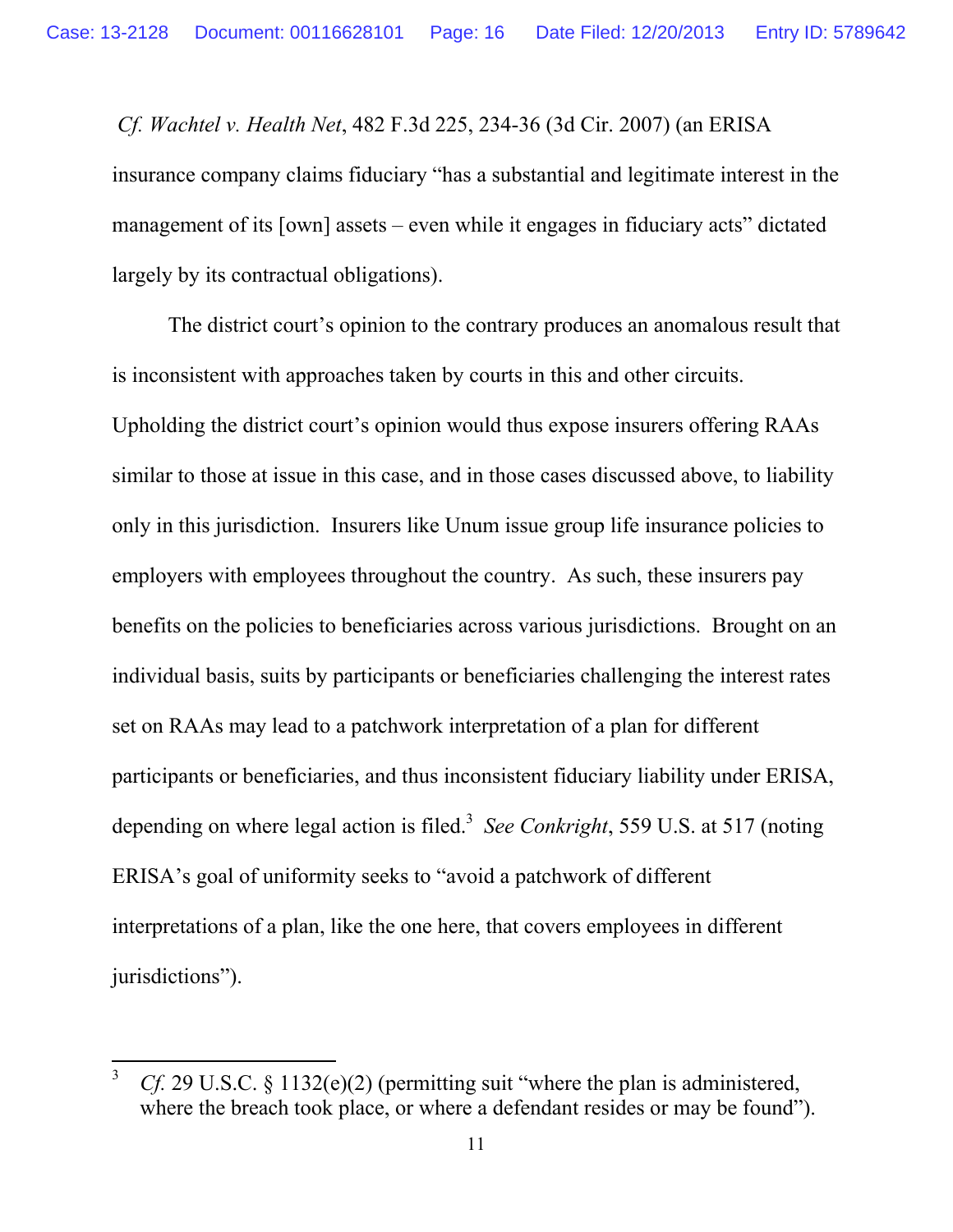*Cf. Wachtel v. Health Net*, 482 F.3d 225, 234-36 (3d Cir. 2007) (an ERISA insurance company claims fiduciary "has a substantial and legitimate interest in the management of its [own] assets – even while it engages in fiduciary acts" dictated largely by its contractual obligations).

The district court's opinion to the contrary produces an anomalous result that is inconsistent with approaches taken by courts in this and other circuits. Upholding the district court's opinion would thus expose insurers offering RAAs similar to those at issue in this case, and in those cases discussed above, to liability only in this jurisdiction. Insurers like Unum issue group life insurance policies to employers with employees throughout the country. As such, these insurers pay benefits on the policies to beneficiaries across various jurisdictions. Brought on an individual basis, suits by participants or beneficiaries challenging the interest rates set on RAAs may lead to a patchwork interpretation of a plan for different participants or beneficiaries, and thus inconsistent fiduciary liability under ERISA, depending on where legal action is filed.[3] *See Conkright*, 559 U.S. at 517 (noting ERISA's goal of uniformity seeks to "avoid a patchwork of different interpretations of a plan, like the one here, that covers employees in different jurisdictions").

---

[3] *Cf.* 29 U.S.C. § 1132(e)(2) (permitting suit "where the plan is administered, where the breach took place, or where a defendant resides or may be found").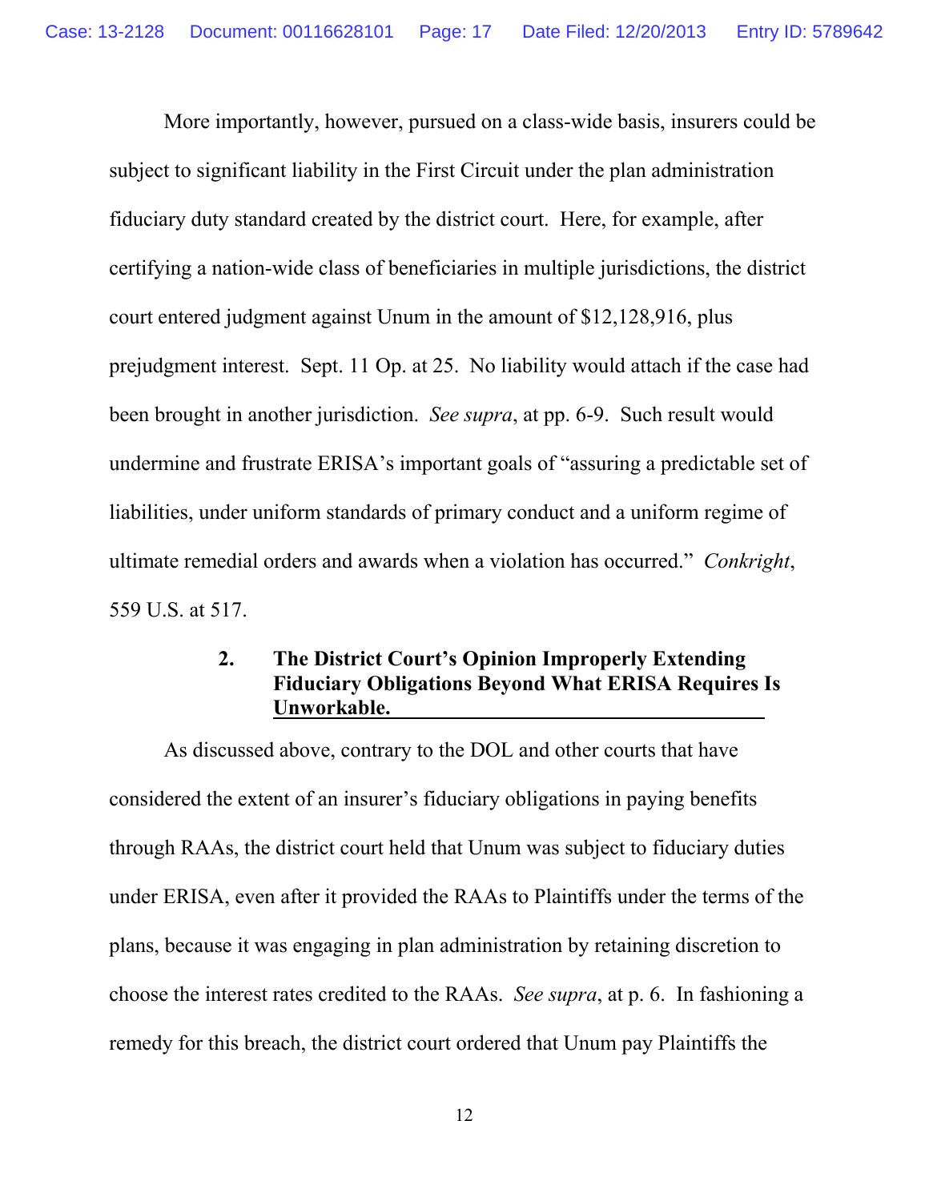More importantly, however, pursued on a class-wide basis, insurers could be subject to significant liability in the First Circuit under the plan administration fiduciary duty standard created by the district court. Here, for example, after certifying a nation-wide class of beneficiaries in multiple jurisdictions, the district court entered judgment against Unum in the amount of $12,128,916, plus prejudgment interest. Sept. 11 Op. at 25. No liability would attach if the case had been brought in another jurisdiction. *See supra*, at pp. 6-9. Such result would undermine and frustrate ERISA's important goals of "assuring a predictable set of liabilities, under uniform standards of primary conduct and a uniform regime of ultimate remedial orders and awards when a violation has occurred." *Conkright*, 559 U.S. at 517.

### 2. The District Court's Opinion Improperly Extending Fiduciary Obligations Beyond What ERISA Requires Is Unworkable.

As discussed above, contrary to the DOL and other courts that have considered the extent of an insurer's fiduciary obligations in paying benefits through RAAs, the district court held that Unum was subject to fiduciary duties under ERISA, even after it provided the RAAs to Plaintiffs under the terms of the plans, because it was engaging in plan administration by retaining discretion to choose the interest rates credited to the RAAs. *See supra*, at p. 6. In fashioning a remedy for this breach, the district court ordered that Unum pay Plaintiffs the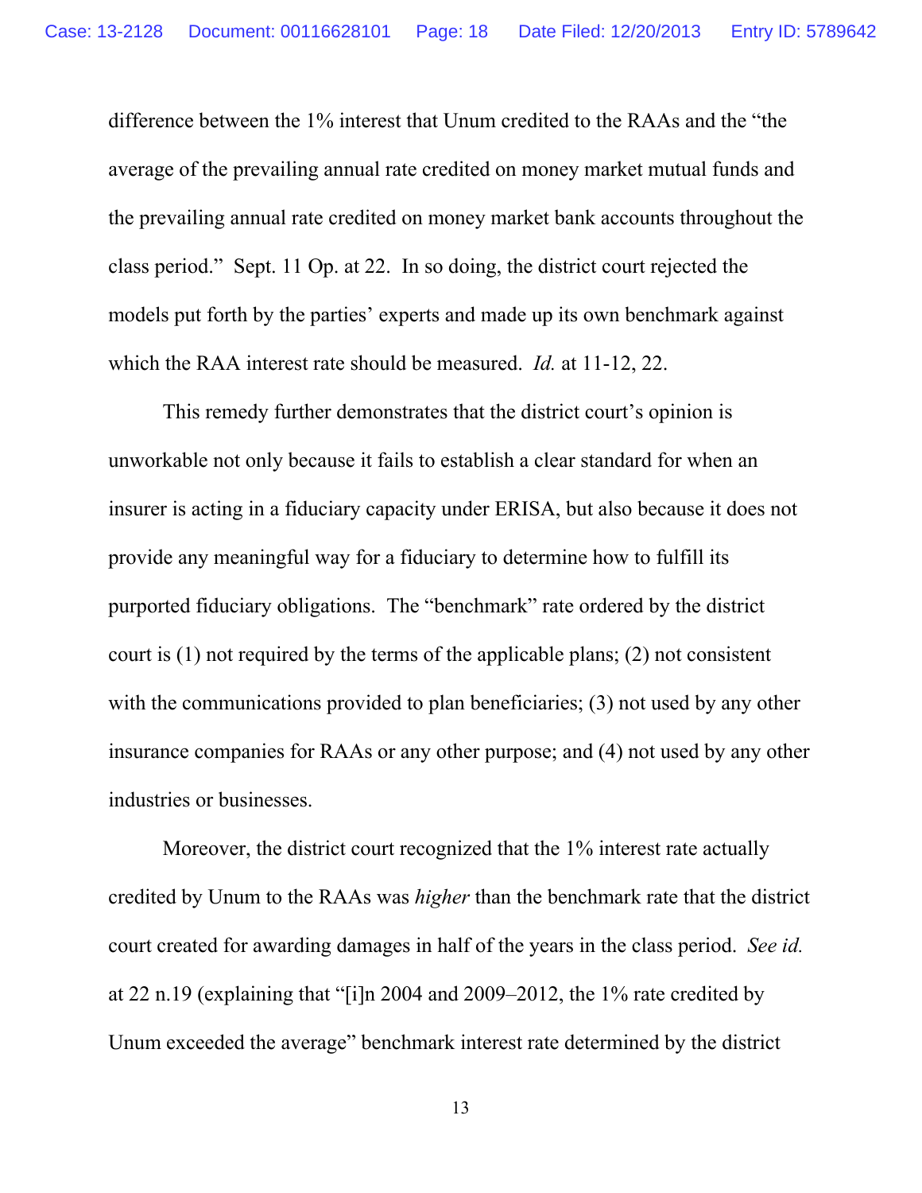difference between the 1% interest that Unum credited to the RAAs and the "the average of the prevailing annual rate credited on money market mutual funds and the prevailing annual rate credited on money market bank accounts throughout the class period." Sept. 11 Op. at 22. In so doing, the district court rejected the models put forth by the parties' experts and made up its own benchmark against which the RAA interest rate should be measured. *Id.* at 11-12, 22.

This remedy further demonstrates that the district court's opinion is unworkable not only because it fails to establish a clear standard for when an insurer is acting in a fiduciary capacity under ERISA, but also because it does not provide any meaningful way for a fiduciary to determine how to fulfill its purported fiduciary obligations. The "benchmark" rate ordered by the district court is (1) not required by the terms of the applicable plans; (2) not consistent with the communications provided to plan beneficiaries; (3) not used by any other insurance companies for RAAs or any other purpose; and (4) not used by any other industries or businesses.

Moreover, the district court recognized that the 1% interest rate actually credited by Unum to the RAAs was *higher* than the benchmark rate that the district court created for awarding damages in half of the years in the class period. *See id.* at 22 n.19 (explaining that "[i]n 2004 and 2009–2012, the 1% rate credited by Unum exceeded the average" benchmark interest rate determined by the district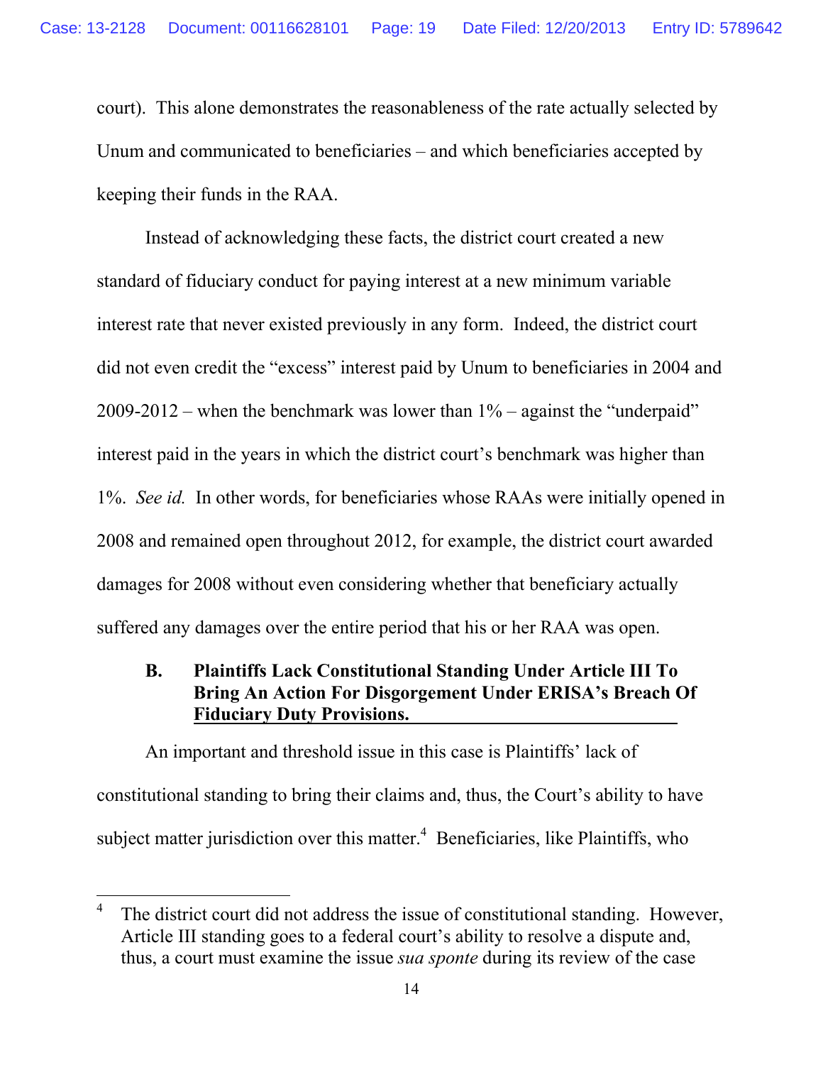court). This alone demonstrates the reasonableness of the rate actually selected by Unum and communicated to beneficiaries – and which beneficiaries accepted by keeping their funds in the RAA.

Instead of acknowledging these facts, the district court created a new standard of fiduciary conduct for paying interest at a new minimum variable interest rate that never existed previously in any form. Indeed, the district court did not even credit the "excess" interest paid by Unum to beneficiaries in 2004 and 2009-2012 – when the benchmark was lower than 1% – against the "underpaid" interest paid in the years in which the district court's benchmark was higher than 1%. *See id.* In other words, for beneficiaries whose RAAs were initially opened in 2008 and remained open throughout 2012, for example, the district court awarded damages for 2008 without even considering whether that beneficiary actually suffered any damages over the entire period that his or her RAA was open.

### B. Plaintiffs Lack Constitutional Standing Under Article III To Bring An Action For Disgorgement Under ERISA's Breach Of Fiduciary Duty Provisions.

An important and threshold issue in this case is Plaintiffs' lack of constitutional standing to bring their claims and, thus, the Court's ability to have subject matter jurisdiction over this matter.[4] Beneficiaries, like Plaintiffs, who

---

[4] The district court did not address the issue of constitutional standing. However, Article III standing goes to a federal court's ability to resolve a dispute and, thus, a court must examine the issue *sua sponte* during its review of the case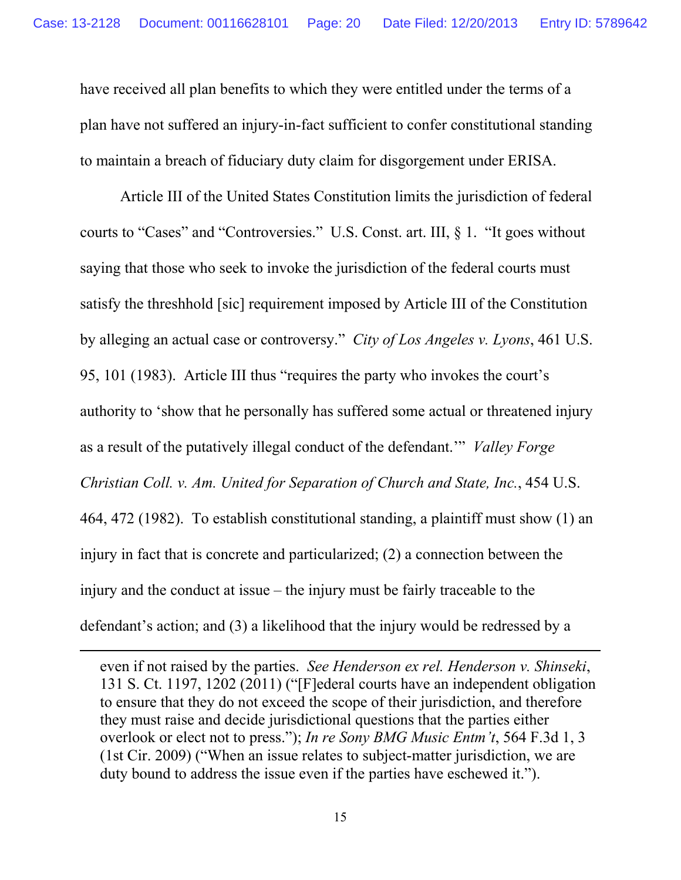have received all plan benefits to which they were entitled under the terms of a plan have not suffered an injury-in-fact sufficient to confer constitutional standing to maintain a breach of fiduciary duty claim for disgorgement under ERISA.

Article III of the United States Constitution limits the jurisdiction of federal courts to "Cases" and "Controversies." U.S. Const. art. III, § 1. "It goes without saying that those who seek to invoke the jurisdiction of the federal courts must satisfy the threshhold [sic] requirement imposed by Article III of the Constitution by alleging an actual case or controversy." *City of Los Angeles v. Lyons*, 461 U.S. 95, 101 (1983). Article III thus "requires the party who invokes the court's authority to 'show that he personally has suffered some actual or threatened injury as a result of the putatively illegal conduct of the defendant.'" *Valley Forge Christian Coll. v. Am. United for Separation of Church and State, Inc.*, 454 U.S. 464, 472 (1982). To establish constitutional standing, a plaintiff must show (1) an injury in fact that is concrete and particularized; (2) a connection between the injury and the conduct at issue – the injury must be fairly traceable to the defendant's action; and (3) a likelihood that the injury would be redressed by a

---

even if not raised by the parties. *See Henderson ex rel. Henderson v. Shinseki*, 131 S. Ct. 1197, 1202 (2011) ("[F]ederal courts have an independent obligation to ensure that they do not exceed the scope of their jurisdiction, and therefore they must raise and decide jurisdictional questions that the parties either overlook or elect not to press."); *In re Sony BMG Music Entm't*, 564 F.3d 1, 3 (1st Cir. 2009) ("When an issue relates to subject-matter jurisdiction, we are duty bound to address the issue even if the parties have eschewed it.").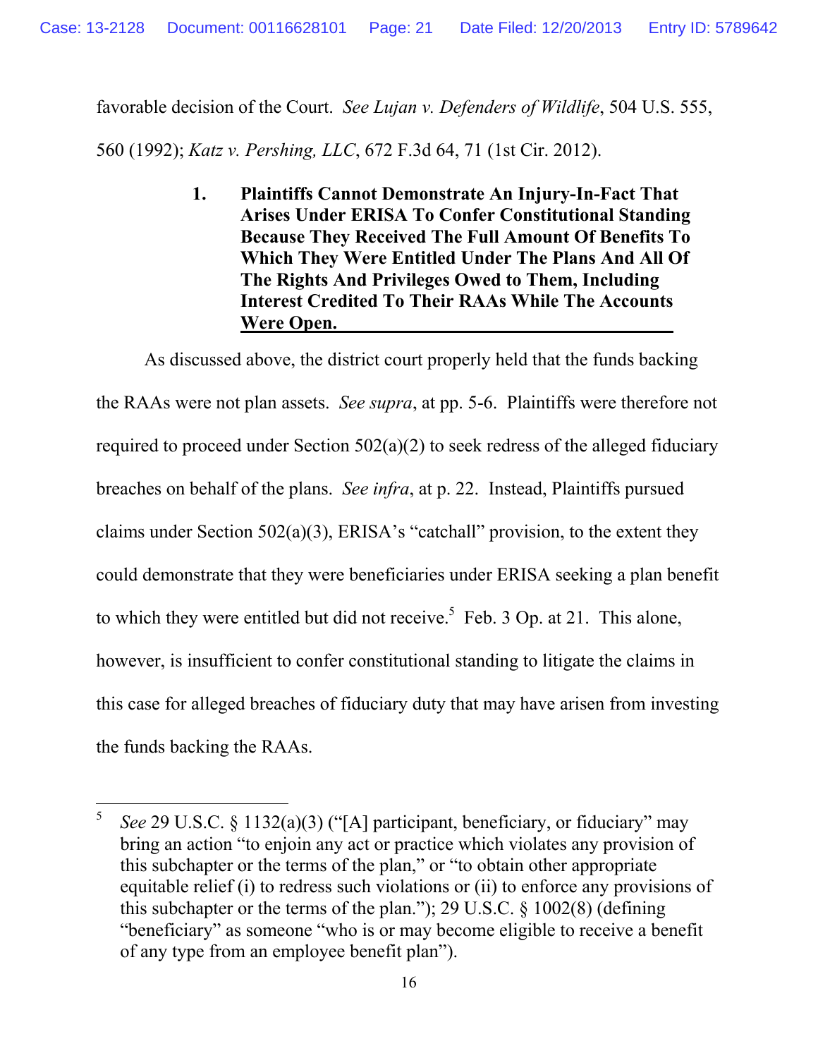favorable decision of the Court. *See Lujan v. Defenders of Wildlife*, 504 U.S. 555, 560 (1992); *Katz v. Pershing, LLC*, 672 F.3d 64, 71 (1st Cir. 2012).

### 1. Plaintiffs Cannot Demonstrate An Injury-In-Fact That Arises Under ERISA To Confer Constitutional Standing Because They Received The Full Amount Of Benefits To Which They Were Entitled Under The Plans And All Of The Rights And Privileges Owed to Them, Including Interest Credited To Their RAAs While The Accounts Were Open.

As discussed above, the district court properly held that the funds backing the RAAs were not plan assets. *See supra*, at pp. 5-6. Plaintiffs were therefore not required to proceed under Section 502(a)(2) to seek redress of the alleged fiduciary breaches on behalf of the plans. *See infra*, at p. 22. Instead, Plaintiffs pursued claims under Section 502(a)(3), ERISA's "catchall" provision, to the extent they could demonstrate that they were beneficiaries under ERISA seeking a plan benefit to which they were entitled but did not receive.[5] Feb. 3 Op. at 21. This alone, however, is insufficient to confer constitutional standing to litigate the claims in this case for alleged breaches of fiduciary duty that may have arisen from investing the funds backing the RAAs.

---

[5] *See* 29 U.S.C. § 1132(a)(3) ("[A] participant, beneficiary, or fiduciary" may bring an action "to enjoin any act or practice which violates any provision of this subchapter or the terms of the plan," or "to obtain other appropriate equitable relief (i) to redress such violations or (ii) to enforce any provisions of this subchapter or the terms of the plan."); 29 U.S.C. § 1002(8) (defining "beneficiary" as someone "who is or may become eligible to receive a benefit of any type from an employee benefit plan").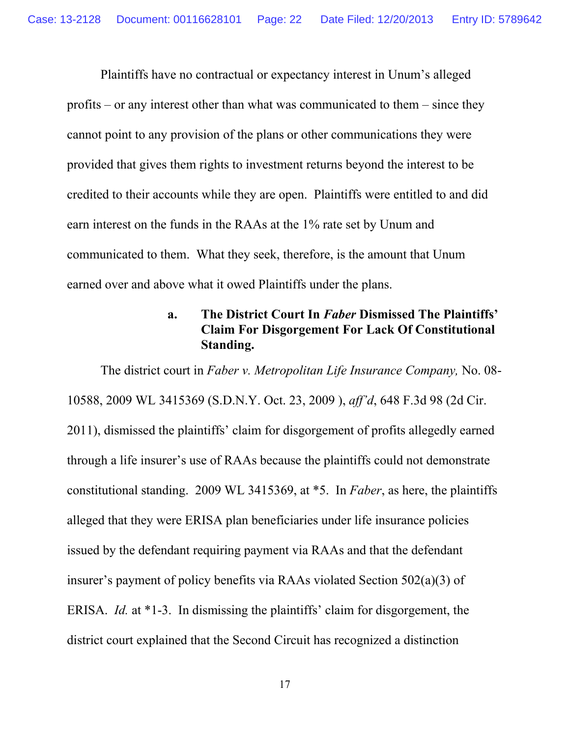Plaintiffs have no contractual or expectancy interest in Unum's alleged profits – or any interest other than what was communicated to them – since they cannot point to any provision of the plans or other communications they were provided that gives them rights to investment returns beyond the interest to be credited to their accounts while they are open. Plaintiffs were entitled to and did earn interest on the funds in the RAAs at the 1% rate set by Unum and communicated to them. What they seek, therefore, is the amount that Unum earned over and above what it owed Plaintiffs under the plans.

#### a. The District Court In *Faber* Dismissed The Plaintiffs' Claim For Disgorgement For Lack Of Constitutional Standing.

The district court in *Faber v. Metropolitan Life Insurance Company,* No. 08-10588, 2009 WL 3415369 (S.D.N.Y. Oct. 23, 2009 ), *aff'd*, 648 F.3d 98 (2d Cir. 2011), dismissed the plaintiffs' claim for disgorgement of profits allegedly earned through a life insurer's use of RAAs because the plaintiffs could not demonstrate constitutional standing. 2009 WL 3415369, at *5. In *Faber*, as here, the plaintiffs alleged that they were ERISA plan beneficiaries under life insurance policies issued by the defendant requiring payment via RAAs and that the defendant insurer's payment of policy benefits via RAAs violated Section 502(a)(3) of ERISA. *Id.* at *1-3. In dismissing the plaintiffs' claim for disgorgement, the district court explained that the Second Circuit has recognized a distinction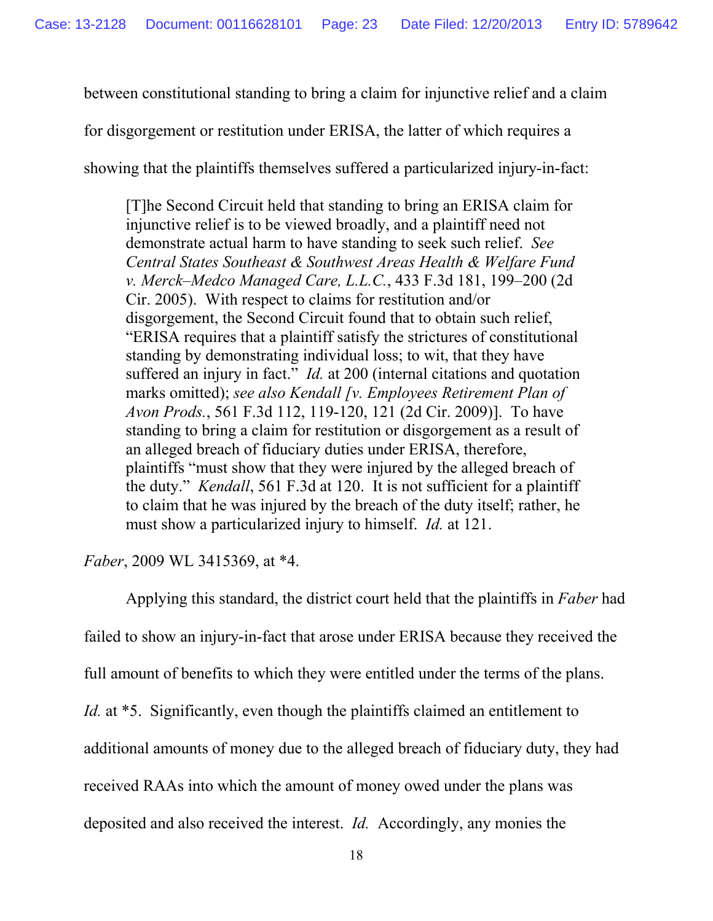between constitutional standing to bring a claim for injunctive relief and a claim for disgorgement or restitution under ERISA, the latter of which requires a showing that the plaintiffs themselves suffered a particularized injury-in-fact:

> [T]he Second Circuit held that standing to bring an ERISA claim for injunctive relief is to be viewed broadly, and a plaintiff need not demonstrate actual harm to have standing to seek such relief. *See Central States Southeast & Southwest Areas Health & Welfare Fund v. Merck–Medco Managed Care, L.L.C.*, 433 F.3d 181, 199–200 (2d Cir. 2005). With respect to claims for restitution and/or disgorgement, the Second Circuit found that to obtain such relief, "ERISA requires that a plaintiff satisfy the strictures of constitutional standing by demonstrating individual loss; to wit, that they have suffered an injury in fact." *Id.* at 200 (internal citations and quotation marks omitted); *see also Kendall [v. Employees Retirement Plan of Avon Prods.*, 561 F.3d 112, 119-120, 121 (2d Cir. 2009)]. To have standing to bring a claim for restitution or disgorgement as a result of an alleged breach of fiduciary duties under ERISA, therefore, plaintiffs "must show that they were injured by the alleged breach of the duty." *Kendall*, 561 F.3d at 120. It is not sufficient for a plaintiff to claim that he was injured by the breach of the duty itself; rather, he must show a particularized injury to himself. *Id.* at 121.

*Faber*, 2009 WL 3415369, at *4.

Applying this standard, the district court held that the plaintiffs in *Faber* had failed to show an injury-in-fact that arose under ERISA because they received the full amount of benefits to which they were entitled under the terms of the plans. *Id.* at *5. Significantly, even though the plaintiffs claimed an entitlement to additional amounts of money due to the alleged breach of fiduciary duty, they had received RAAs into which the amount of money owed under the plans was deposited and also received the interest. *Id.* Accordingly, any monies the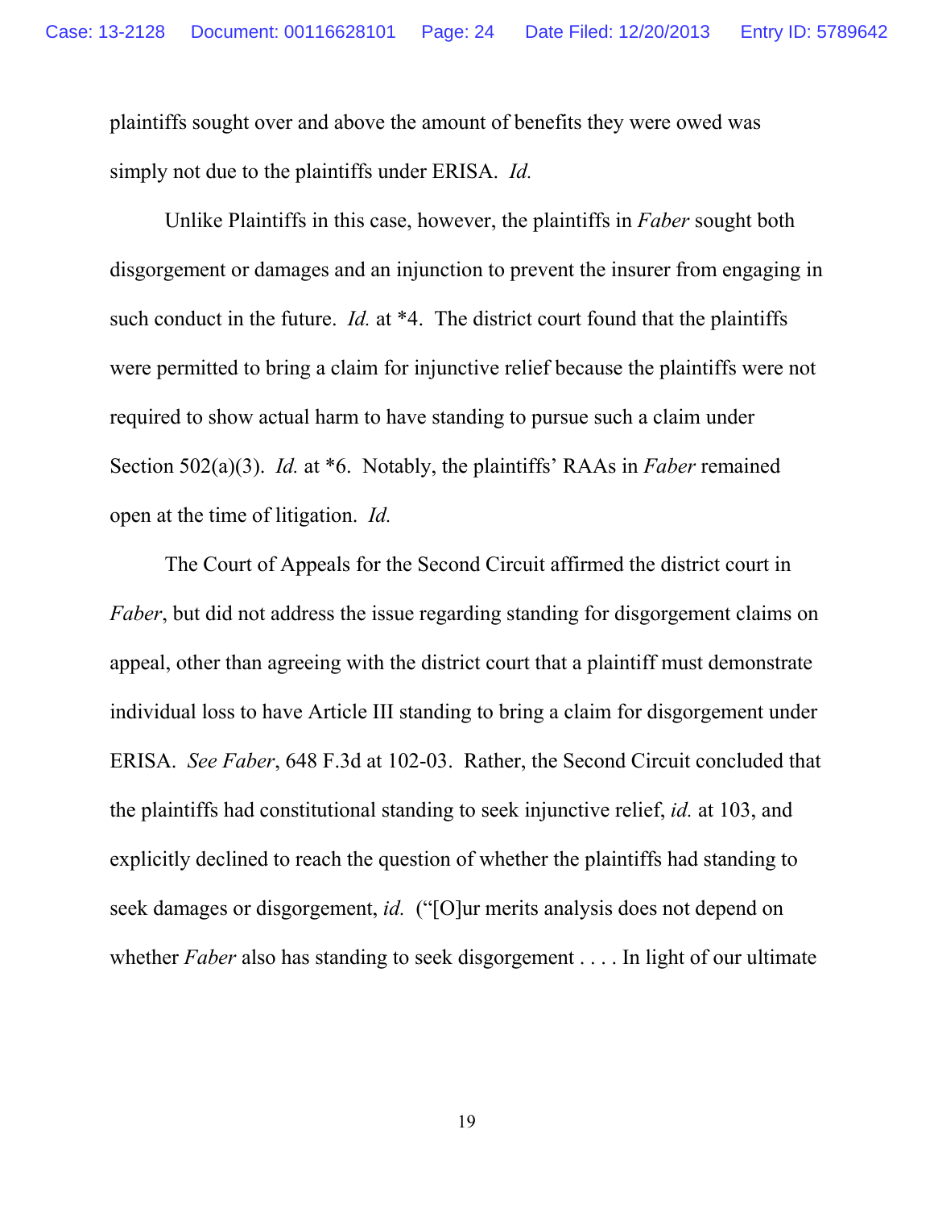plaintiffs sought over and above the amount of benefits they were owed was simply not due to the plaintiffs under ERISA. *Id.*

Unlike Plaintiffs in this case, however, the plaintiffs in *Faber* sought both disgorgement or damages and an injunction to prevent the insurer from engaging in such conduct in the future. *Id.* at *4. The district court found that the plaintiffs were permitted to bring a claim for injunctive relief because the plaintiffs were not required to show actual harm to have standing to pursue such a claim under Section 502(a)(3). *Id.* at *6. Notably, the plaintiffs' RAAs in *Faber* remained open at the time of litigation. *Id.*

The Court of Appeals for the Second Circuit affirmed the district court in *Faber*, but did not address the issue regarding standing for disgorgement claims on appeal, other than agreeing with the district court that a plaintiff must demonstrate individual loss to have Article III standing to bring a claim for disgorgement under ERISA. *See Faber*, 648 F.3d at 102-03. Rather, the Second Circuit concluded that the plaintiffs had constitutional standing to seek injunctive relief, *id.* at 103, and explicitly declined to reach the question of whether the plaintiffs had standing to seek damages or disgorgement, *id.* ("[O]ur merits analysis does not depend on whether *Faber* also has standing to seek disgorgement . . . . In light of our ultimate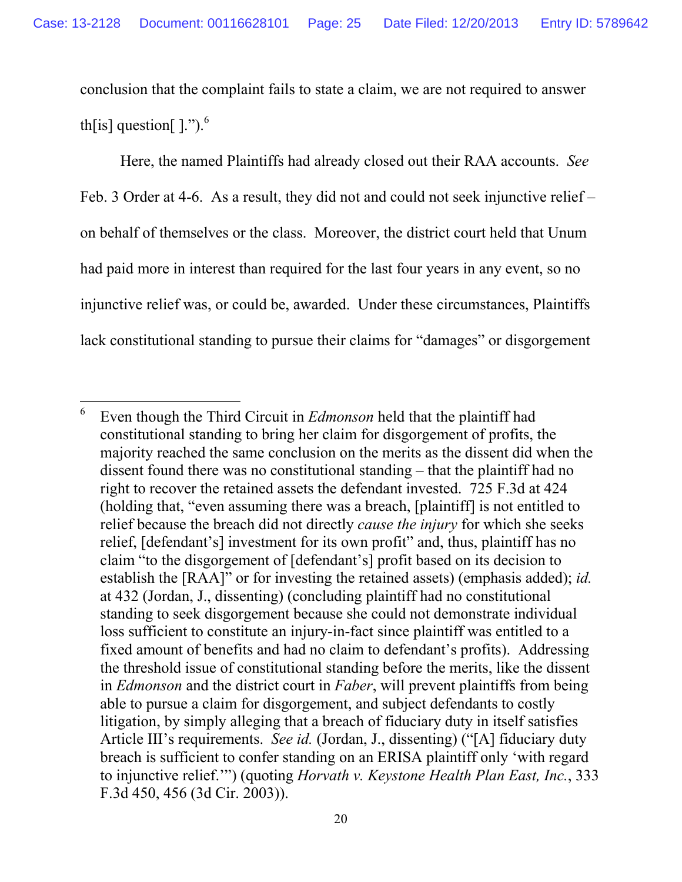conclusion that the complaint fails to state a claim, we are not required to answer th[is] question[ ].").[6]

Here, the named Plaintiffs had already closed out their RAA accounts. *See* Feb. 3 Order at 4-6. As a result, they did not and could not seek injunctive relief – on behalf of themselves or the class. Moreover, the district court held that Unum had paid more in interest than required for the last four years in any event, so no injunctive relief was, or could be, awarded. Under these circumstances, Plaintiffs lack constitutional standing to pursue their claims for "damages" or disgorgement

---

[6] Even though the Third Circuit in *Edmonson* held that the plaintiff had constitutional standing to bring her claim for disgorgement of profits, the majority reached the same conclusion on the merits as the dissent did when the dissent found there was no constitutional standing – that the plaintiff had no right to recover the retained assets the defendant invested. 725 F.3d at 424 (holding that, "even assuming there was a breach, [plaintiff] is not entitled to relief because the breach did not directly *cause the injury* for which she seeks relief, [defendant's] investment for its own profit" and, thus, plaintiff has no claim "to the disgorgement of [defendant's] profit based on its decision to establish the [RAA]" or for investing the retained assets) (emphasis added); *id.* at 432 (Jordan, J., dissenting) (concluding plaintiff had no constitutional standing to seek disgorgement because she could not demonstrate individual loss sufficient to constitute an injury-in-fact since plaintiff was entitled to a fixed amount of benefits and had no claim to defendant's profits). Addressing the threshold issue of constitutional standing before the merits, like the dissent in *Edmonson* and the district court in *Faber*, will prevent plaintiffs from being able to pursue a claim for disgorgement, and subject defendants to costly litigation, by simply alleging that a breach of fiduciary duty in itself satisfies Article III's requirements. *See id.* (Jordan, J., dissenting) ("[A] fiduciary duty breach is sufficient to confer standing on an ERISA plaintiff only 'with regard to injunctive relief.'") (quoting *Horvath v. Keystone Health Plan East, Inc.*, 333 F.3d 450, 456 (3d Cir. 2003)).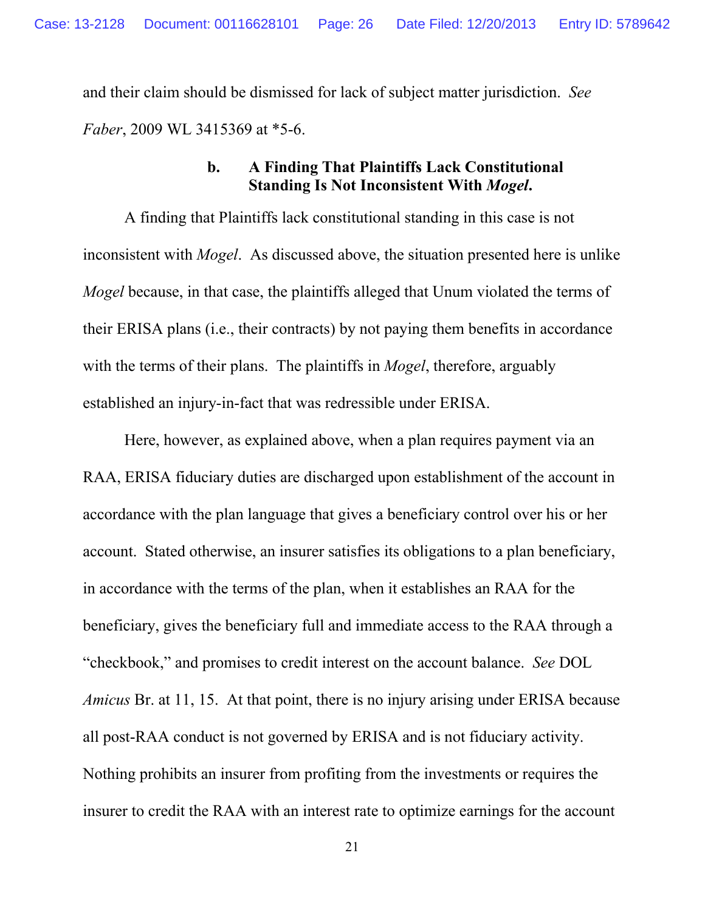and their claim should be dismissed for lack of subject matter jurisdiction. *See Faber*, 2009 WL 3415369 at *5-6.

### b. A Finding That Plaintiffs Lack Constitutional Standing Is Not Inconsistent With *Mogel*.

A finding that Plaintiffs lack constitutional standing in this case is not inconsistent with *Mogel*. As discussed above, the situation presented here is unlike *Mogel* because, in that case, the plaintiffs alleged that Unum violated the terms of their ERISA plans (i.e., their contracts) by not paying them benefits in accordance with the terms of their plans. The plaintiffs in *Mogel*, therefore, arguably established an injury-in-fact that was redressible under ERISA.

Here, however, as explained above, when a plan requires payment via an RAA, ERISA fiduciary duties are discharged upon establishment of the account in accordance with the plan language that gives a beneficiary control over his or her account. Stated otherwise, an insurer satisfies its obligations to a plan beneficiary, in accordance with the terms of the plan, when it establishes an RAA for the beneficiary, gives the beneficiary full and immediate access to the RAA through a "checkbook," and promises to credit interest on the account balance. *See* DOL *Amicus* Br. at 11, 15. At that point, there is no injury arising under ERISA because all post-RAA conduct is not governed by ERISA and is not fiduciary activity. Nothing prohibits an insurer from profiting from the investments or requires the insurer to credit the RAA with an interest rate to optimize earnings for the account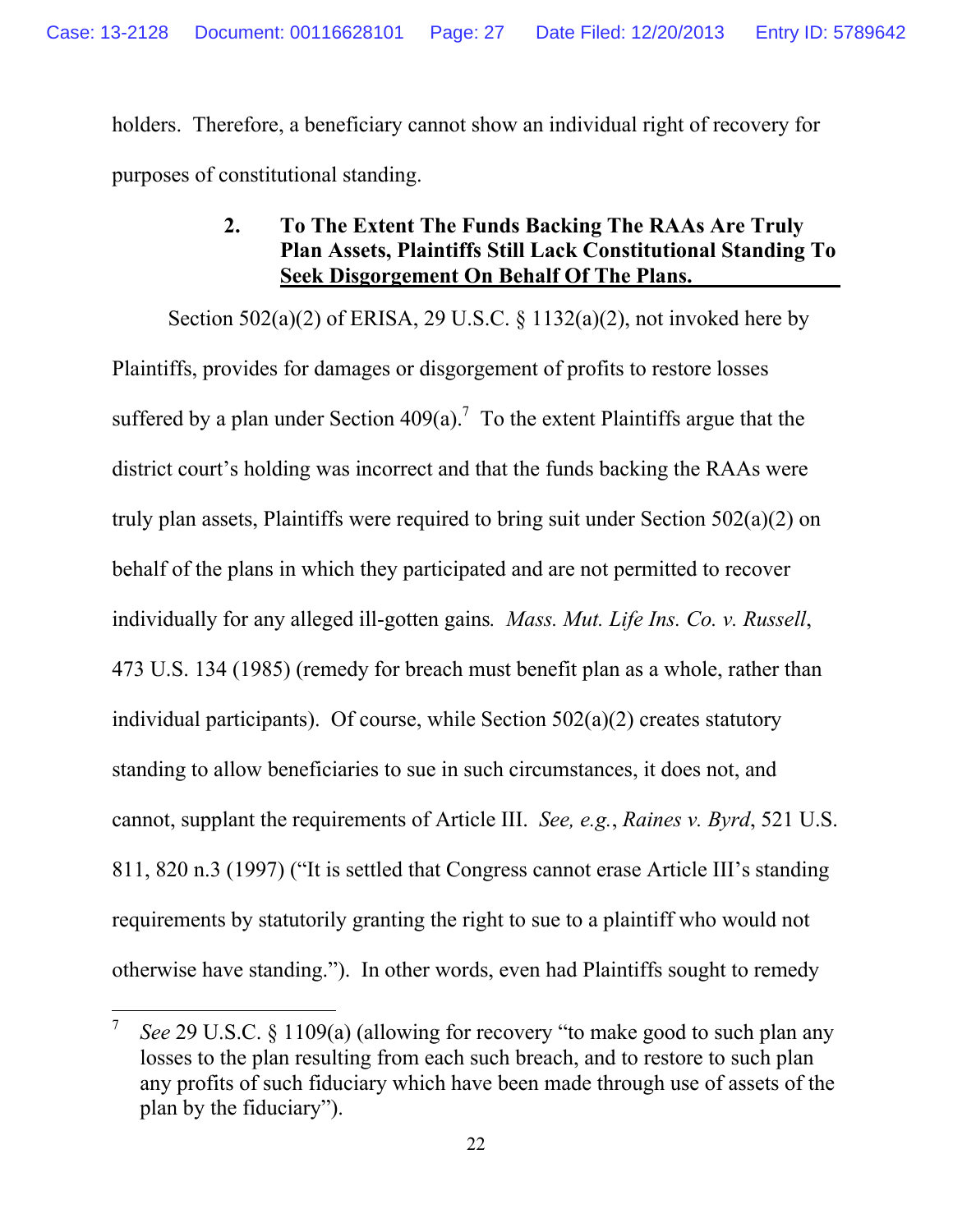holders. Therefore, a beneficiary cannot show an individual right of recovery for purposes of constitutional standing.

### 2. To The Extent The Funds Backing The RAAs Are Truly Plan Assets, Plaintiffs Still Lack Constitutional Standing To Seek Disgorgement On Behalf Of The Plans.

Section 502(a)(2) of ERISA, 29 U.S.C. § 1132(a)(2), not invoked here by Plaintiffs, provides for damages or disgorgement of profits to restore losses suffered by a plan under Section 409(a).[7] To the extent Plaintiffs argue that the district court's holding was incorrect and that the funds backing the RAAs were truly plan assets, Plaintiffs were required to bring suit under Section 502(a)(2) on behalf of the plans in which they participated and are not permitted to recover individually for any alleged ill-gotten gains*.* *Mass. Mut. Life Ins. Co. v. Russell*, 473 U.S. 134 (1985) (remedy for breach must benefit plan as a whole, rather than individual participants). Of course, while Section 502(a)(2) creates statutory standing to allow beneficiaries to sue in such circumstances, it does not, and cannot, supplant the requirements of Article III. *See, e.g.*, *Raines v. Byrd*, 521 U.S. 811, 820 n.3 (1997) ("It is settled that Congress cannot erase Article III's standing requirements by statutorily granting the right to sue to a plaintiff who would not otherwise have standing."). In other words, even had Plaintiffs sought to remedy

---

[7] *See* 29 U.S.C. § 1109(a) (allowing for recovery "to make good to such plan any losses to the plan resulting from each such breach, and to restore to such plan any profits of such fiduciary which have been made through use of assets of the plan by the fiduciary").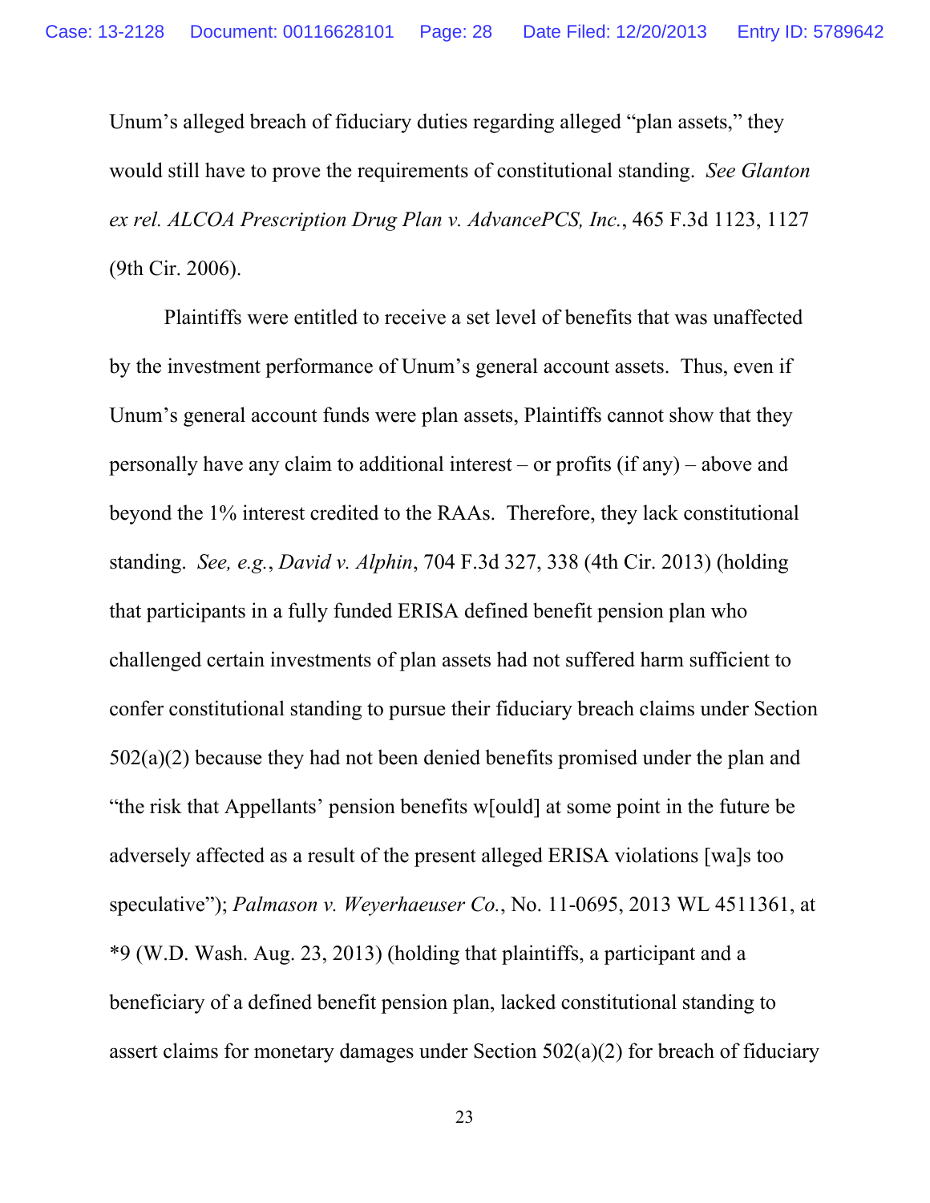Unum's alleged breach of fiduciary duties regarding alleged "plan assets," they would still have to prove the requirements of constitutional standing. *See Glanton ex rel. ALCOA Prescription Drug Plan v. AdvancePCS, Inc.*, 465 F.3d 1123, 1127 (9th Cir. 2006).

Plaintiffs were entitled to receive a set level of benefits that was unaffected by the investment performance of Unum's general account assets. Thus, even if Unum's general account funds were plan assets, Plaintiffs cannot show that they personally have any claim to additional interest – or profits (if any) – above and beyond the 1% interest credited to the RAAs. Therefore, they lack constitutional standing. *See, e.g.*, *David v. Alphin*, 704 F.3d 327, 338 (4th Cir. 2013) (holding that participants in a fully funded ERISA defined benefit pension plan who challenged certain investments of plan assets had not suffered harm sufficient to confer constitutional standing to pursue their fiduciary breach claims under Section 502(a)(2) because they had not been denied benefits promised under the plan and "the risk that Appellants' pension benefits w[ould] at some point in the future be adversely affected as a result of the present alleged ERISA violations [wa]s too speculative"); *Palmason v. Weyerhaeuser Co.*, No. 11-0695, 2013 WL 4511361, at *9 (W.D. Wash. Aug. 23, 2013) (holding that plaintiffs, a participant and a beneficiary of a defined benefit pension plan, lacked constitutional standing to assert claims for monetary damages under Section 502(a)(2) for breach of fiduciary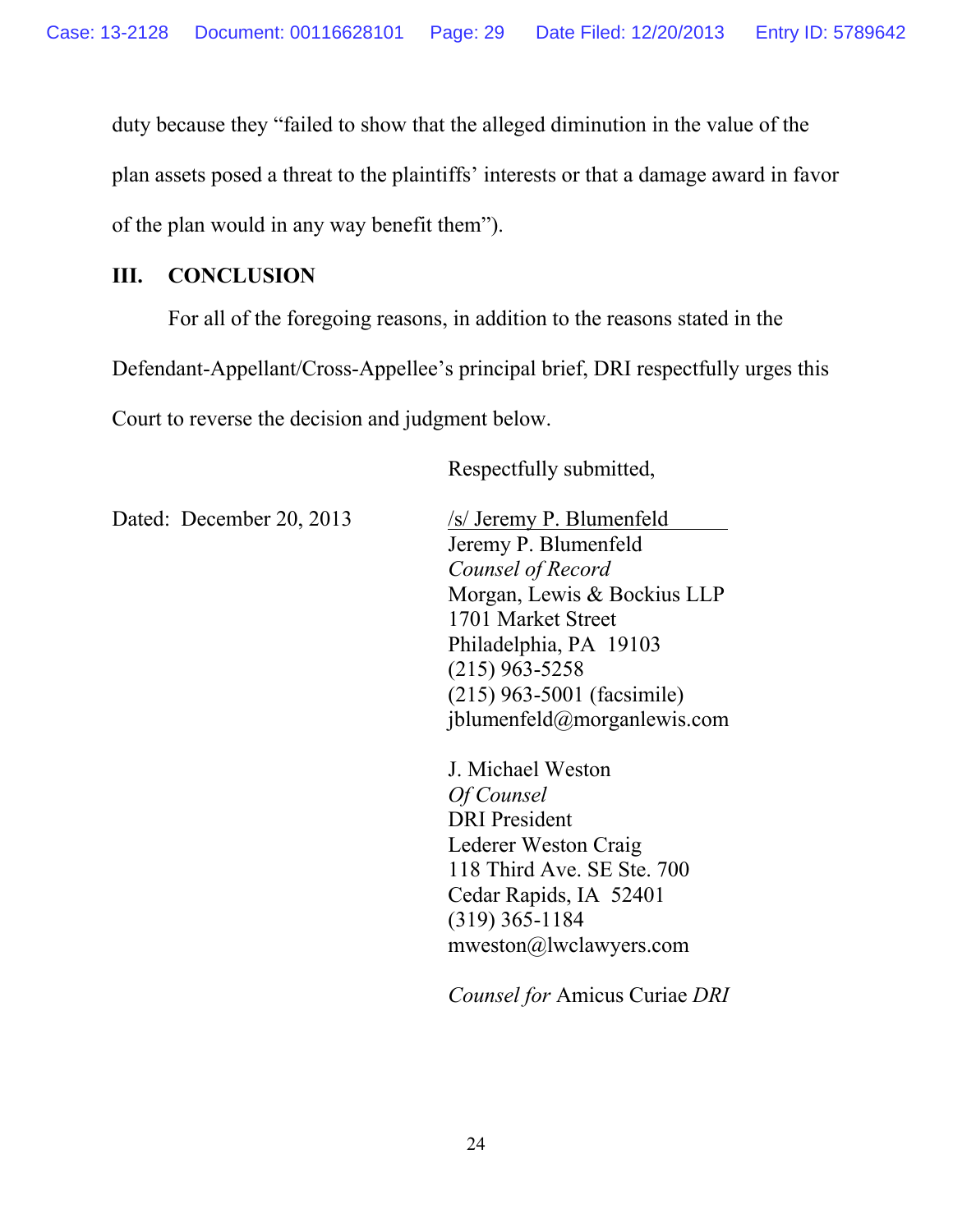duty because they "failed to show that the alleged diminution in the value of the plan assets posed a threat to the plaintiffs' interests or that a damage award in favor of the plan would in any way benefit them").

## III. CONCLUSION

For all of the foregoing reasons, in addition to the reasons stated in the Defendant-Appellant/Cross-Appellee's principal brief, DRI respectfully urges this Court to reverse the decision and judgment below.

Respectfully submitted,

Dated: December 20, 2013

/s/ Jeremy P. Blumenfeld
Jeremy P. Blumenfeld
*Counsel of Record*
Morgan, Lewis & Bockius LLP
1701 Market Street
Philadelphia, PA 19103
(215) 963-5258
(215) 963-5001 (facsimile)
jblumenfeld@morganlewis.com

J. Michael Weston
*Of Counsel*
DRI President
Lederer Weston Craig
118 Third Ave. SE Ste. 700
Cedar Rapids, IA 52401
(319) 365-1184
mweston@lwclawyers.com

*Counsel for* Amicus Curiae *DRI*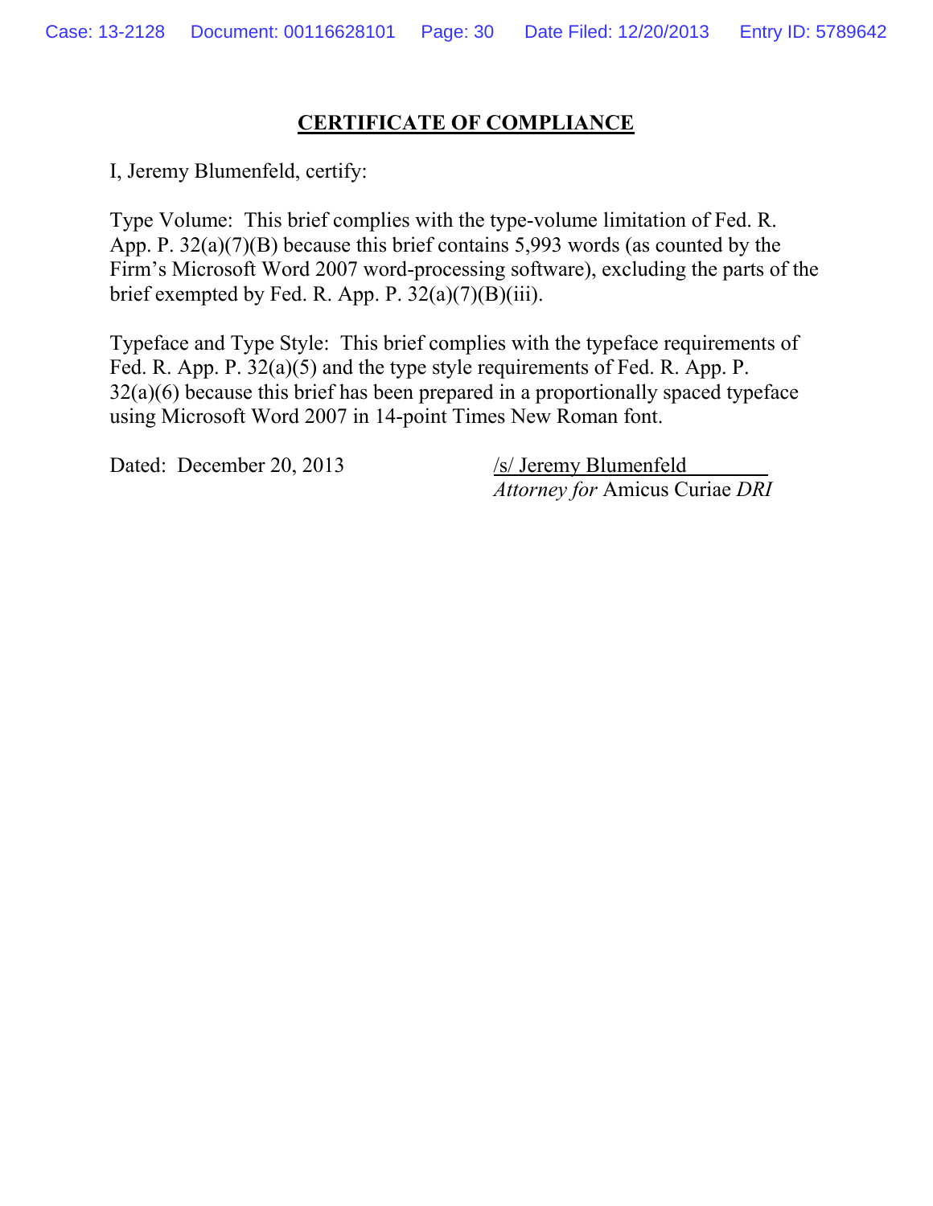# CERTIFICATE OF COMPLIANCE

I, Jeremy Blumenfeld, certify:

Type Volume: This brief complies with the type-volume limitation of Fed. R. App. P. 32(a)(7)(B) because this brief contains 5,993 words (as counted by the Firm's Microsoft Word 2007 word-processing software), excluding the parts of the brief exempted by Fed. R. App. P. 32(a)(7)(B)(iii).

Typeface and Type Style: This brief complies with the typeface requirements of Fed. R. App. P. 32(a)(5) and the type style requirements of Fed. R. App. P. 32(a)(6) because this brief has been prepared in a proportionally spaced typeface using Microsoft Word 2007 in 14-point Times New Roman font.

Dated: December 20, 2013

/s/ Jeremy Blumenfeld
*Attorney for* Amicus Curiae *DRI*